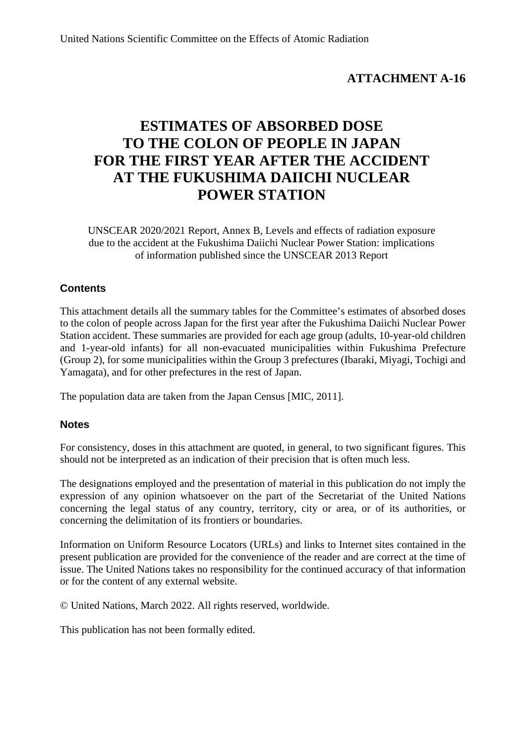United Nations Scientific Committee on the Effects of Atomic Radiation

**ATTACHMENT A-16**

# ESTIMATES OF ABSORBED DOSE TO THE COLON OF PEOPLE IN JAPAN FOR THE FIRST YEAR AFTER THE ACCIDENT AT THE FUKUSHIMA DAIICHI NUCLEAR POWER STATION

UNSCEAR 2020/2021 Report, Annex B, Levels and effects of radiation exposure due to the accident at the Fukushima Daiichi Nuclear Power Station: implications of information published since the UNSCEAR 2013 Report

## Contents

This attachment details all the summary tables for the Committee's estimates of absorbed doses to the colon of people across Japan for the first year after the Fukushima Daiichi Nuclear Power Station accident. These summaries are provided for each age group (adults, 10-year-old children and 1-year-old infants) for all non-evacuated municipalities within Fukushima Prefecture (Group 2), for some municipalities within the Group 3 prefectures (Ibaraki, Miyagi, Tochigi and Yamagata), and for other prefectures in the rest of Japan.

The population data are taken from the Japan Census [MIC, 2011].

## Notes

For consistency, doses in this attachment are quoted, in general, to two significant figures. This should not be interpreted as an indication of their precision that is often much less.

The designations employed and the presentation of material in this publication do not imply the expression of any opinion whatsoever on the part of the Secretariat of the United Nations concerning the legal status of any country, territory, city or area, or of its authorities, or concerning the delimitation of its frontiers or boundaries.

Information on Uniform Resource Locators (URLs) and links to Internet sites contained in the present publication are provided for the convenience of the reader and are correct at the time of issue. The United Nations takes no responsibility for the continued accuracy of that information or for the content of any external website.

© United Nations, March 2022. All rights reserved, worldwide.

This publication has not been formally edited.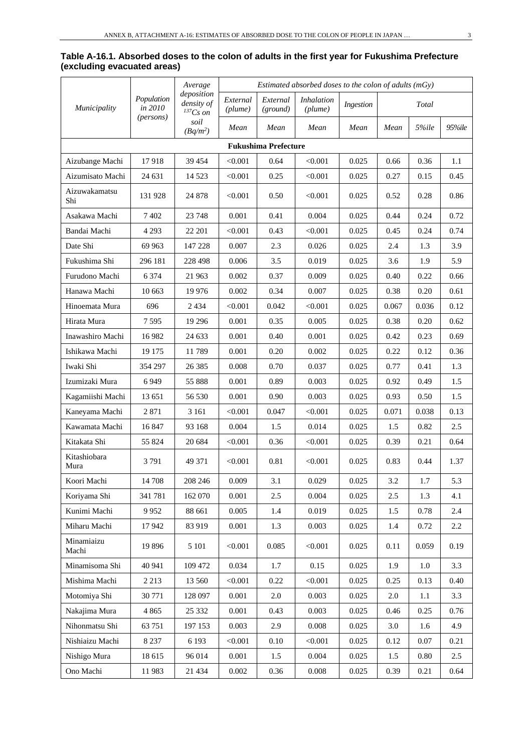**Table A-16.1. Absorbed doses to the colon of adults in the first year for Fukushima Prefecture (excluding evacuated areas)**

| *Municipality* | *Population in 2010 (persons)* | *Average deposition density of $^{137}Cs$ on soil ($Bq/m^2$)* | *Estimated absorbed doses to the colon of adults (mGy)* | | | | | | |
|---|---|---|---|---|---|---|---|---|---|
| | | | *External (plume)* | *External (ground)* | *Inhalation (plume)* | *Ingestion* | *Total* | | |
| | | | *Mean* | *Mean* | *Mean* | *Mean* | *Mean* | *5%ile* | *95%ile* |
| **Fukushima Prefecture** | | | | | | | | | |
| Aizubange Machi | 17 918 | 39 454 | <0.001 | 0.64 | <0.001 | 0.025 | 0.66 | 0.36 | 1.1 |
| Aizumisato Machi | 24 631 | 14 523 | <0.001 | 0.25 | <0.001 | 0.025 | 0.27 | 0.15 | 0.45 |
| Aizuwakamatsu Shi | 131 928 | 24 878 | <0.001 | 0.50 | <0.001 | 0.025 | 0.52 | 0.28 | 0.86 |
| Asakawa Machi | 7 402 | 23 748 | 0.001 | 0.41 | 0.004 | 0.025 | 0.44 | 0.24 | 0.72 |
| Bandai Machi | 4 293 | 22 201 | <0.001 | 0.43 | <0.001 | 0.025 | 0.45 | 0.24 | 0.74 |
| Date Shi | 69 963 | 147 228 | 0.007 | 2.3 | 0.026 | 0.025 | 2.4 | 1.3 | 3.9 |
| Fukushima Shi | 296 181 | 228 498 | 0.006 | 3.5 | 0.019 | 0.025 | 3.6 | 1.9 | 5.9 |
| Furudono Machi | 6 374 | 21 963 | 0.002 | 0.37 | 0.009 | 0.025 | 0.40 | 0.22 | 0.66 |
| Hanawa Machi | 10 663 | 19 976 | 0.002 | 0.34 | 0.007 | 0.025 | 0.38 | 0.20 | 0.61 |
| Hinoemata Mura | 696 | 2 434 | <0.001 | 0.042 | <0.001 | 0.025 | 0.067 | 0.036 | 0.12 |
| Hirata Mura | 7 595 | 19 296 | 0.001 | 0.35 | 0.005 | 0.025 | 0.38 | 0.20 | 0.62 |
| Inawashiro Machi | 16 982 | 24 633 | 0.001 | 0.40 | 0.001 | 0.025 | 0.42 | 0.23 | 0.69 |
| Ishikawa Machi | 19 175 | 11 789 | 0.001 | 0.20 | 0.002 | 0.025 | 0.22 | 0.12 | 0.36 |
| Iwaki Shi | 354 297 | 26 385 | 0.008 | 0.70 | 0.037 | 0.025 | 0.77 | 0.41 | 1.3 |
| Izumizaki Mura | 6 949 | 55 888 | 0.001 | 0.89 | 0.003 | 0.025 | 0.92 | 0.49 | 1.5 |
| Kagamiishi Machi | 13 651 | 56 530 | 0.001 | 0.90 | 0.003 | 0.025 | 0.93 | 0.50 | 1.5 |
| Kaneyama Machi | 2 871 | 3 161 | <0.001 | 0.047 | <0.001 | 0.025 | 0.071 | 0.038 | 0.13 |
| Kawamata Machi | 16 847 | 93 168 | 0.004 | 1.5 | 0.014 | 0.025 | 1.5 | 0.82 | 2.5 |
| Kitakata Shi | 55 824 | 20 684 | <0.001 | 0.36 | <0.001 | 0.025 | 0.39 | 0.21 | 0.64 |
| Kitashiobara Mura | 3 791 | 49 371 | <0.001 | 0.81 | <0.001 | 0.025 | 0.83 | 0.44 | 1.37 |
| Koori Machi | 14 708 | 208 246 | 0.009 | 3.1 | 0.029 | 0.025 | 3.2 | 1.7 | 5.3 |
| Koriyama Shi | 341 781 | 162 070 | 0.001 | 2.5 | 0.004 | 0.025 | 2.5 | 1.3 | 4.1 |
| Kunimi Machi | 9 952 | 88 661 | 0.005 | 1.4 | 0.019 | 0.025 | 1.5 | 0.78 | 2.4 |
| Miharu Machi | 17 942 | 83 919 | 0.001 | 1.3 | 0.003 | 0.025 | 1.4 | 0.72 | 2.2 |
| Minamiaizu Machi | 19 896 | 5 101 | <0.001 | 0.085 | <0.001 | 0.025 | 0.11 | 0.059 | 0.19 |
| Minamisoma Shi | 40 941 | 109 472 | 0.034 | 1.7 | 0.15 | 0.025 | 1.9 | 1.0 | 3.3 |
| Mishima Machi | 2 213 | 13 560 | <0.001 | 0.22 | <0.001 | 0.025 | 0.25 | 0.13 | 0.40 |
| Motomiya Shi | 30 771 | 128 097 | 0.001 | 2.0 | 0.003 | 0.025 | 2.0 | 1.1 | 3.3 |
| Nakajima Mura | 4 865 | 25 332 | 0.001 | 0.43 | 0.003 | 0.025 | 0.46 | 0.25 | 0.76 |
| Nihonmatsu Shi | 63 751 | 197 153 | 0.003 | 2.9 | 0.008 | 0.025 | 3.0 | 1.6 | 4.9 |
| Nishiaizu Machi | 8 237 | 6 193 | <0.001 | 0.10 | <0.001 | 0.025 | 0.12 | 0.07 | 0.21 |
| Nishigo Mura | 18 615 | 96 014 | 0.001 | 1.5 | 0.004 | 0.025 | 1.5 | 0.80 | 2.5 |
| Ono Machi | 11 983 | 21 434 | 0.002 | 0.36 | 0.008 | 0.025 | 0.39 | 0.21 | 0.64 |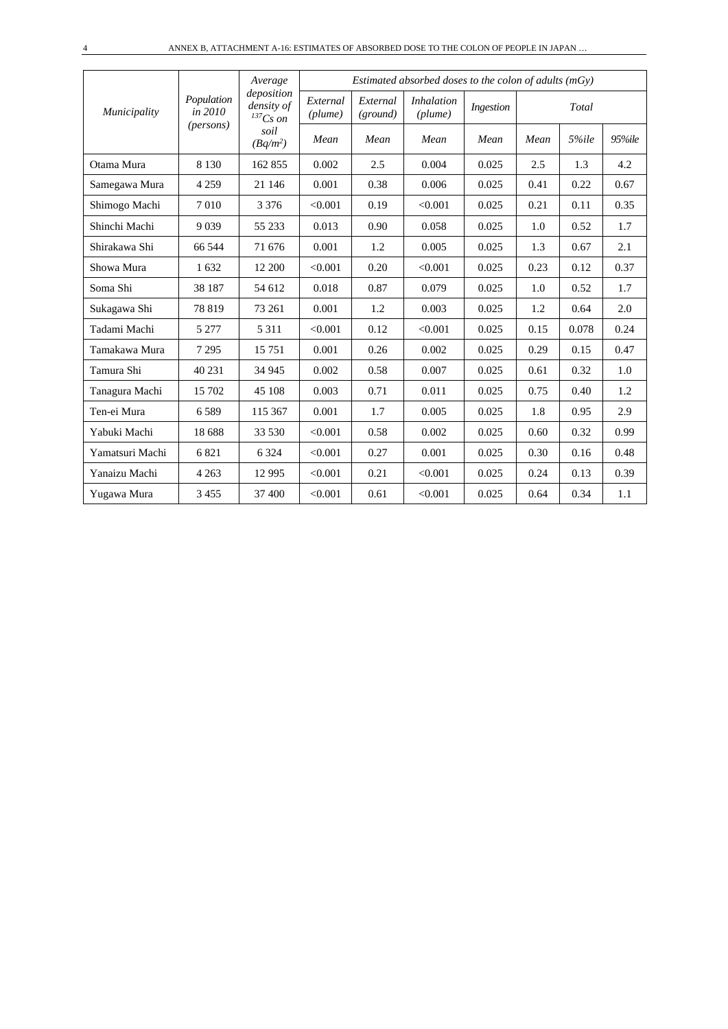| *Municipality* | *Population in 2010 (persons)* | *Average deposition density of $^{137}Cs$ on soil ($Bq/m^2$)* | *Estimated absorbed doses to the colon of adults (mGy)* | | | | | | |
|---|---|---|---|---|---|---|---|---|---|
| | | | *External (plume)* | *External (ground)* | *Inhalation (plume)* | *Ingestion* | *Total* | | |
| | | | *Mean* | *Mean* | *Mean* | *Mean* | *Mean* | *5%ile* | *95%ile* |
| Otama Mura | 8 130 | 162 855 | 0.002 | 2.5 | 0.004 | 0.025 | 2.5 | 1.3 | 4.2 |
| Samegawa Mura | 4 259 | 21 146 | 0.001 | 0.38 | 0.006 | 0.025 | 0.41 | 0.22 | 0.67 |
| Shimogo Machi | 7 010 | 3 376 | <0.001 | 0.19 | <0.001 | 0.025 | 0.21 | 0.11 | 0.35 |
| Shinchi Machi | 9 039 | 55 233 | 0.013 | 0.90 | 0.058 | 0.025 | 1.0 | 0.52 | 1.7 |
| Shirakawa Shi | 66 544 | 71 676 | 0.001 | 1.2 | 0.005 | 0.025 | 1.3 | 0.67 | 2.1 |
| Showa Mura | 1 632 | 12 200 | <0.001 | 0.20 | <0.001 | 0.025 | 0.23 | 0.12 | 0.37 |
| Soma Shi | 38 187 | 54 612 | 0.018 | 0.87 | 0.079 | 0.025 | 1.0 | 0.52 | 1.7 |
| Sukagawa Shi | 78 819 | 73 261 | 0.001 | 1.2 | 0.003 | 0.025 | 1.2 | 0.64 | 2.0 |
| Tadami Machi | 5 277 | 5 311 | <0.001 | 0.12 | <0.001 | 0.025 | 0.15 | 0.078 | 0.24 |
| Tamakawa Mura | 7 295 | 15 751 | 0.001 | 0.26 | 0.002 | 0.025 | 0.29 | 0.15 | 0.47 |
| Tamura Shi | 40 231 | 34 945 | 0.002 | 0.58 | 0.007 | 0.025 | 0.61 | 0.32 | 1.0 |
| Tanagura Machi | 15 702 | 45 108 | 0.003 | 0.71 | 0.011 | 0.025 | 0.75 | 0.40 | 1.2 |
| Ten-ei Mura | 6 589 | 115 367 | 0.001 | 1.7 | 0.005 | 0.025 | 1.8 | 0.95 | 2.9 |
| Yabuki Machi | 18 688 | 33 530 | <0.001 | 0.58 | 0.002 | 0.025 | 0.60 | 0.32 | 0.99 |
| Yamatsuri Machi | 6 821 | 6 324 | <0.001 | 0.27 | 0.001 | 0.025 | 0.30 | 0.16 | 0.48 |
| Yanaizu Machi | 4 263 | 12 995 | <0.001 | 0.21 | <0.001 | 0.025 | 0.24 | 0.13 | 0.39 |
| Yugawa Mura | 3 455 | 37 400 | <0.001 | 0.61 | <0.001 | 0.025 | 0.64 | 0.34 | 1.1 |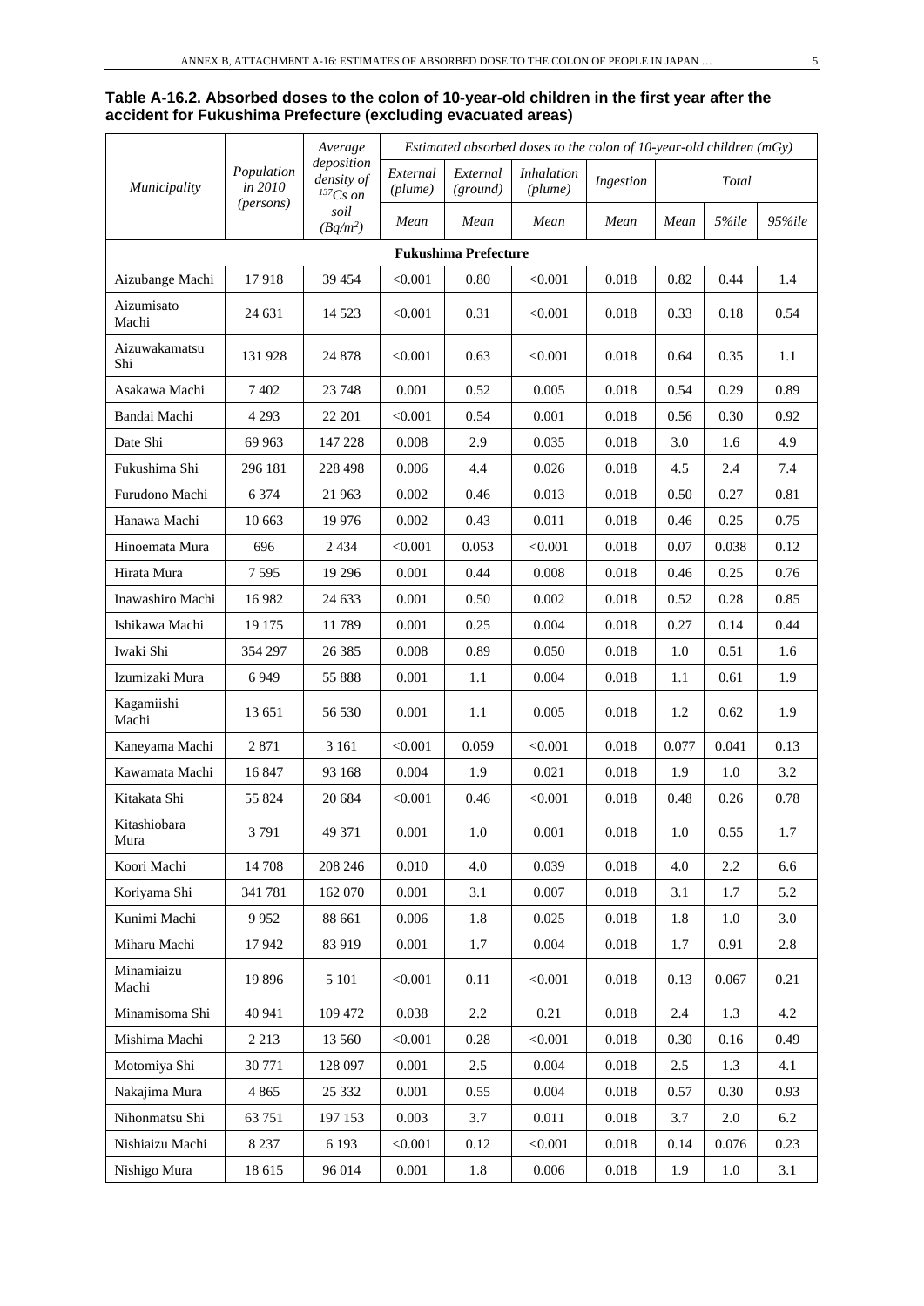**Table A-16.2. Absorbed doses to the colon of 10-year-old children in the first year after the accident for Fukushima Prefecture (excluding evacuated areas)**

| *Municipality* | *Population in 2010 (persons)* | *Average deposition density of $^{137}Cs$ on soil ($Bq/m^2$)* | *Estimated absorbed doses to the colon of 10-year-old children (mGy)* | | | | | | |
|---|---|---|---|---|---|---|---|---|---|
| | | | *External (plume)* | *External (ground)* | *Inhalation (plume)* | *Ingestion* | *Total* | | |
| | | | *Mean* | *Mean* | *Mean* | *Mean* | *Mean* | *5%ile* | *95%ile* |
| **Fukushima Prefecture** | | | | | | | | | |
| Aizubange Machi | 17 918 | 39 454 | <0.001 | 0.80 | <0.001 | 0.018 | 0.82 | 0.44 | 1.4 |
| Aizumisato Machi | 24 631 | 14 523 | <0.001 | 0.31 | <0.001 | 0.018 | 0.33 | 0.18 | 0.54 |
| Aizuwakamatsu Shi | 131 928 | 24 878 | <0.001 | 0.63 | <0.001 | 0.018 | 0.64 | 0.35 | 1.1 |
| Asakawa Machi | 7 402 | 23 748 | 0.001 | 0.52 | 0.005 | 0.018 | 0.54 | 0.29 | 0.89 |
| Bandai Machi | 4 293 | 22 201 | <0.001 | 0.54 | 0.001 | 0.018 | 0.56 | 0.30 | 0.92 |
| Date Shi | 69 963 | 147 228 | 0.008 | 2.9 | 0.035 | 0.018 | 3.0 | 1.6 | 4.9 |
| Fukushima Shi | 296 181 | 228 498 | 0.006 | 4.4 | 0.026 | 0.018 | 4.5 | 2.4 | 7.4 |
| Furudono Machi | 6 374 | 21 963 | 0.002 | 0.46 | 0.013 | 0.018 | 0.50 | 0.27 | 0.81 |
| Hanawa Machi | 10 663 | 19 976 | 0.002 | 0.43 | 0.011 | 0.018 | 0.46 | 0.25 | 0.75 |
| Hinoemata Mura | 696 | 2 434 | <0.001 | 0.053 | <0.001 | 0.018 | 0.07 | 0.038 | 0.12 |
| Hirata Mura | 7 595 | 19 296 | 0.001 | 0.44 | 0.008 | 0.018 | 0.46 | 0.25 | 0.76 |
| Inawashiro Machi | 16 982 | 24 633 | 0.001 | 0.50 | 0.002 | 0.018 | 0.52 | 0.28 | 0.85 |
| Ishikawa Machi | 19 175 | 11 789 | 0.001 | 0.25 | 0.004 | 0.018 | 0.27 | 0.14 | 0.44 |
| Iwaki Shi | 354 297 | 26 385 | 0.008 | 0.89 | 0.050 | 0.018 | 1.0 | 0.51 | 1.6 |
| Izumizaki Mura | 6 949 | 55 888 | 0.001 | 1.1 | 0.004 | 0.018 | 1.1 | 0.61 | 1.9 |
| Kagamiishi Machi | 13 651 | 56 530 | 0.001 | 1.1 | 0.005 | 0.018 | 1.2 | 0.62 | 1.9 |
| Kaneyama Machi | 2 871 | 3 161 | <0.001 | 0.059 | <0.001 | 0.018 | 0.077 | 0.041 | 0.13 |
| Kawamata Machi | 16 847 | 93 168 | 0.004 | 1.9 | 0.021 | 0.018 | 1.9 | 1.0 | 3.2 |
| Kitakata Shi | 55 824 | 20 684 | <0.001 | 0.46 | <0.001 | 0.018 | 0.48 | 0.26 | 0.78 |
| Kitashiobara Mura | 3 791 | 49 371 | 0.001 | 1.0 | 0.001 | 0.018 | 1.0 | 0.55 | 1.7 |
| Koori Machi | 14 708 | 208 246 | 0.010 | 4.0 | 0.039 | 0.018 | 4.0 | 2.2 | 6.6 |
| Koriyama Shi | 341 781 | 162 070 | 0.001 | 3.1 | 0.007 | 0.018 | 3.1 | 1.7 | 5.2 |
| Kunimi Machi | 9 952 | 88 661 | 0.006 | 1.8 | 0.025 | 0.018 | 1.8 | 1.0 | 3.0 |
| Miharu Machi | 17 942 | 83 919 | 0.001 | 1.7 | 0.004 | 0.018 | 1.7 | 0.91 | 2.8 |
| Minamiaizu Machi | 19 896 | 5 101 | <0.001 | 0.11 | <0.001 | 0.018 | 0.13 | 0.067 | 0.21 |
| Minamisoma Shi | 40 941 | 109 472 | 0.038 | 2.2 | 0.21 | 0.018 | 2.4 | 1.3 | 4.2 |
| Mishima Machi | 2 213 | 13 560 | <0.001 | 0.28 | <0.001 | 0.018 | 0.30 | 0.16 | 0.49 |
| Motomiya Shi | 30 771 | 128 097 | 0.001 | 2.5 | 0.004 | 0.018 | 2.5 | 1.3 | 4.1 |
| Nakajima Mura | 4 865 | 25 332 | 0.001 | 0.55 | 0.004 | 0.018 | 0.57 | 0.30 | 0.93 |
| Nihonmatsu Shi | 63 751 | 197 153 | 0.003 | 3.7 | 0.011 | 0.018 | 3.7 | 2.0 | 6.2 |
| Nishiaizu Machi | 8 237 | 6 193 | <0.001 | 0.12 | <0.001 | 0.018 | 0.14 | 0.076 | 0.23 |
| Nishigo Mura | 18 615 | 96 014 | 0.001 | 1.8 | 0.006 | 0.018 | 1.9 | 1.0 | 3.1 |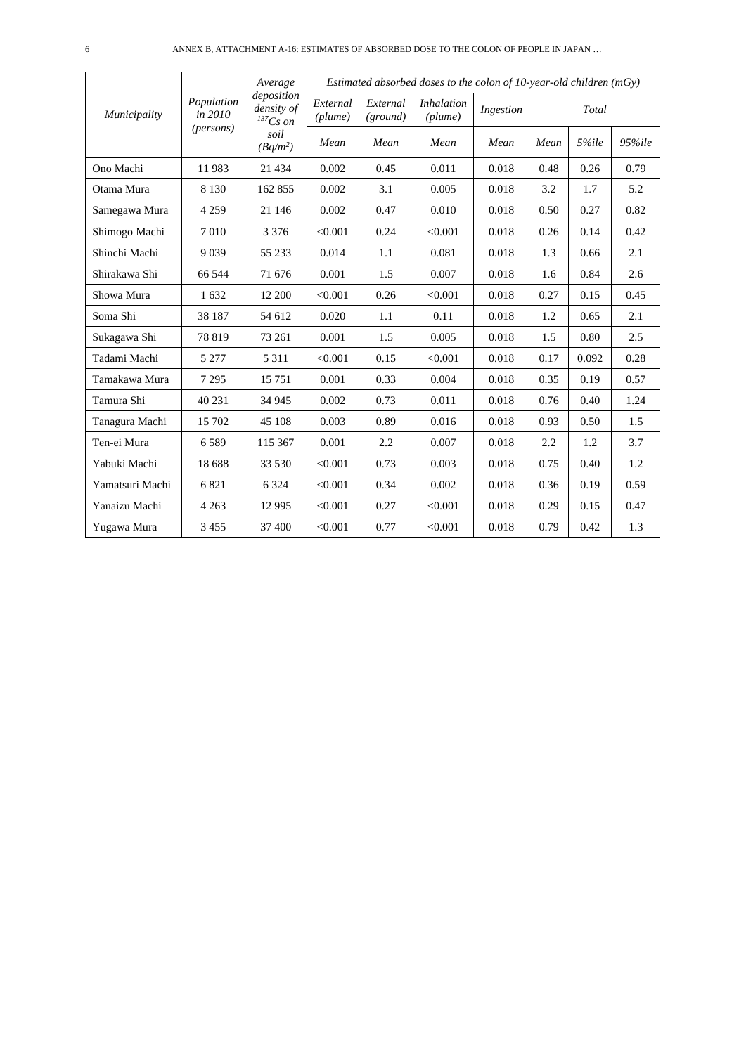| *Municipality* | *Population in 2010 (persons)* | *Average deposition density of $^{137}Cs$ on soil ($Bq/m^2$)* | *Estimated absorbed doses to the colon of 10-year-old children (mGy)* | | | | | | |
|---|---|---|---|---|---|---|---|---|---|
| | | | *External (plume)* | *External (ground)* | *Inhalation (plume)* | *Ingestion* | *Total* | | |
| | | | *Mean* | *Mean* | *Mean* | *Mean* | *Mean* | *5%ile* | *95%ile* |
| Ono Machi | 11 983 | 21 434 | 0.002 | 0.45 | 0.011 | 0.018 | 0.48 | 0.26 | 0.79 |
| Otama Mura | 8 130 | 162 855 | 0.002 | 3.1 | 0.005 | 0.018 | 3.2 | 1.7 | 5.2 |
| Samegawa Mura | 4 259 | 21 146 | 0.002 | 0.47 | 0.010 | 0.018 | 0.50 | 0.27 | 0.82 |
| Shimogo Machi | 7 010 | 3 376 | <0.001 | 0.24 | <0.001 | 0.018 | 0.26 | 0.14 | 0.42 |
| Shinchi Machi | 9 039 | 55 233 | 0.014 | 1.1 | 0.081 | 0.018 | 1.3 | 0.66 | 2.1 |
| Shirakawa Shi | 66 544 | 71 676 | 0.001 | 1.5 | 0.007 | 0.018 | 1.6 | 0.84 | 2.6 |
| Showa Mura | 1 632 | 12 200 | <0.001 | 0.26 | <0.001 | 0.018 | 0.27 | 0.15 | 0.45 |
| Soma Shi | 38 187 | 54 612 | 0.020 | 1.1 | 0.11 | 0.018 | 1.2 | 0.65 | 2.1 |
| Sukagawa Shi | 78 819 | 73 261 | 0.001 | 1.5 | 0.005 | 0.018 | 1.5 | 0.80 | 2.5 |
| Tadami Machi | 5 277 | 5 311 | <0.001 | 0.15 | <0.001 | 0.018 | 0.17 | 0.092 | 0.28 |
| Tamakawa Mura | 7 295 | 15 751 | 0.001 | 0.33 | 0.004 | 0.018 | 0.35 | 0.19 | 0.57 |
| Tamura Shi | 40 231 | 34 945 | 0.002 | 0.73 | 0.011 | 0.018 | 0.76 | 0.40 | 1.24 |
| Tanagura Machi | 15 702 | 45 108 | 0.003 | 0.89 | 0.016 | 0.018 | 0.93 | 0.50 | 1.5 |
| Ten-ei Mura | 6 589 | 115 367 | 0.001 | 2.2 | 0.007 | 0.018 | 2.2 | 1.2 | 3.7 |
| Yabuki Machi | 18 688 | 33 530 | <0.001 | 0.73 | 0.003 | 0.018 | 0.75 | 0.40 | 1.2 |
| Yamatsuri Machi | 6 821 | 6 324 | <0.001 | 0.34 | 0.002 | 0.018 | 0.36 | 0.19 | 0.59 |
| Yanaizu Machi | 4 263 | 12 995 | <0.001 | 0.27 | <0.001 | 0.018 | 0.29 | 0.15 | 0.47 |
| Yugawa Mura | 3 455 | 37 400 | <0.001 | 0.77 | <0.001 | 0.018 | 0.79 | 0.42 | 1.3 |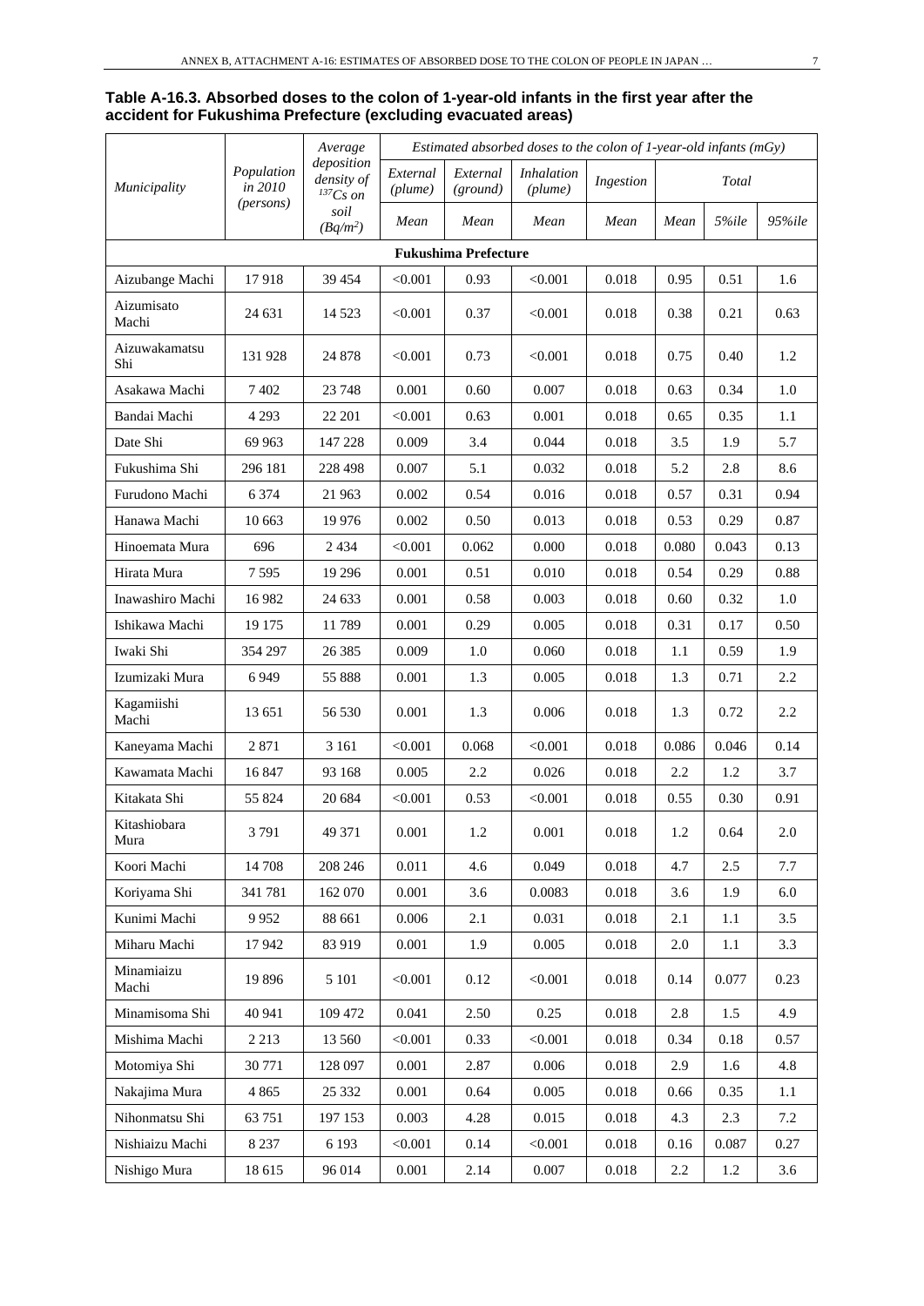**Table A-16.3. Absorbed doses to the colon of 1-year-old infants in the first year after the accident for Fukushima Prefecture (excluding evacuated areas)**

| *Municipality* | *Population in 2010 (persons)* | *Average deposition density of $^{137}Cs$ on soil ($Bq/m^2$)* | *Estimated absorbed doses to the colon of 1-year-old infants (mGy)* | | | | | | |
|---|---|---|---|---|---|---|---|---|---|
| | | | *External (plume)* | *External (ground)* | *Inhalation (plume)* | *Ingestion* | *Total* | | |
| | | | *Mean* | *Mean* | *Mean* | *Mean* | *Mean* | *5%ile* | *95%ile* |
| **Fukushima Prefecture** | | | | | | | | | |
| Aizubange Machi | 17 918 | 39 454 | <0.001 | 0.93 | <0.001 | 0.018 | 0.95 | 0.51 | 1.6 |
| Aizumisato Machi | 24 631 | 14 523 | <0.001 | 0.37 | <0.001 | 0.018 | 0.38 | 0.21 | 0.63 |
| Aizuwakamatsu Shi | 131 928 | 24 878 | <0.001 | 0.73 | <0.001 | 0.018 | 0.75 | 0.40 | 1.2 |
| Asakawa Machi | 7 402 | 23 748 | 0.001 | 0.60 | 0.007 | 0.018 | 0.63 | 0.34 | 1.0 |
| Bandai Machi | 4 293 | 22 201 | <0.001 | 0.63 | 0.001 | 0.018 | 0.65 | 0.35 | 1.1 |
| Date Shi | 69 963 | 147 228 | 0.009 | 3.4 | 0.044 | 0.018 | 3.5 | 1.9 | 5.7 |
| Fukushima Shi | 296 181 | 228 498 | 0.007 | 5.1 | 0.032 | 0.018 | 5.2 | 2.8 | 8.6 |
| Furudono Machi | 6 374 | 21 963 | 0.002 | 0.54 | 0.016 | 0.018 | 0.57 | 0.31 | 0.94 |
| Hanawa Machi | 10 663 | 19 976 | 0.002 | 0.50 | 0.013 | 0.018 | 0.53 | 0.29 | 0.87 |
| Hinoemata Mura | 696 | 2 434 | <0.001 | 0.062 | 0.000 | 0.018 | 0.080 | 0.043 | 0.13 |
| Hirata Mura | 7 595 | 19 296 | 0.001 | 0.51 | 0.010 | 0.018 | 0.54 | 0.29 | 0.88 |
| Inawashiro Machi | 16 982 | 24 633 | 0.001 | 0.58 | 0.003 | 0.018 | 0.60 | 0.32 | 1.0 |
| Ishikawa Machi | 19 175 | 11 789 | 0.001 | 0.29 | 0.005 | 0.018 | 0.31 | 0.17 | 0.50 |
| Iwaki Shi | 354 297 | 26 385 | 0.009 | 1.0 | 0.060 | 0.018 | 1.1 | 0.59 | 1.9 |
| Izumizaki Mura | 6 949 | 55 888 | 0.001 | 1.3 | 0.005 | 0.018 | 1.3 | 0.71 | 2.2 |
| Kagamiishi Machi | 13 651 | 56 530 | 0.001 | 1.3 | 0.006 | 0.018 | 1.3 | 0.72 | 2.2 |
| Kaneyama Machi | 2 871 | 3 161 | <0.001 | 0.068 | <0.001 | 0.018 | 0.086 | 0.046 | 0.14 |
| Kawamata Machi | 16 847 | 93 168 | 0.005 | 2.2 | 0.026 | 0.018 | 2.2 | 1.2 | 3.7 |
| Kitakata Shi | 55 824 | 20 684 | <0.001 | 0.53 | <0.001 | 0.018 | 0.55 | 0.30 | 0.91 |
| Kitashiobara Mura | 3 791 | 49 371 | 0.001 | 1.2 | 0.001 | 0.018 | 1.2 | 0.64 | 2.0 |
| Koori Machi | 14 708 | 208 246 | 0.011 | 4.6 | 0.049 | 0.018 | 4.7 | 2.5 | 7.7 |
| Koriyama Shi | 341 781 | 162 070 | 0.001 | 3.6 | 0.0083 | 0.018 | 3.6 | 1.9 | 6.0 |
| Kunimi Machi | 9 952 | 88 661 | 0.006 | 2.1 | 0.031 | 0.018 | 2.1 | 1.1 | 3.5 |
| Miharu Machi | 17 942 | 83 919 | 0.001 | 1.9 | 0.005 | 0.018 | 2.0 | 1.1 | 3.3 |
| Minamiaizu Machi | 19 896 | 5 101 | <0.001 | 0.12 | <0.001 | 0.018 | 0.14 | 0.077 | 0.23 |
| Minamisoma Shi | 40 941 | 109 472 | 0.041 | 2.50 | 0.25 | 0.018 | 2.8 | 1.5 | 4.9 |
| Mishima Machi | 2 213 | 13 560 | <0.001 | 0.33 | <0.001 | 0.018 | 0.34 | 0.18 | 0.57 |
| Motomiya Shi | 30 771 | 128 097 | 0.001 | 2.87 | 0.006 | 0.018 | 2.9 | 1.6 | 4.8 |
| Nakajima Mura | 4 865 | 25 332 | 0.001 | 0.64 | 0.005 | 0.018 | 0.66 | 0.35 | 1.1 |
| Nihonmatsu Shi | 63 751 | 197 153 | 0.003 | 4.28 | 0.015 | 0.018 | 4.3 | 2.3 | 7.2 |
| Nishiaizu Machi | 8 237 | 6 193 | <0.001 | 0.14 | <0.001 | 0.018 | 0.16 | 0.087 | 0.27 |
| Nishigo Mura | 18 615 | 96 014 | 0.001 | 2.14 | 0.007 | 0.018 | 2.2 | 1.2 | 3.6 |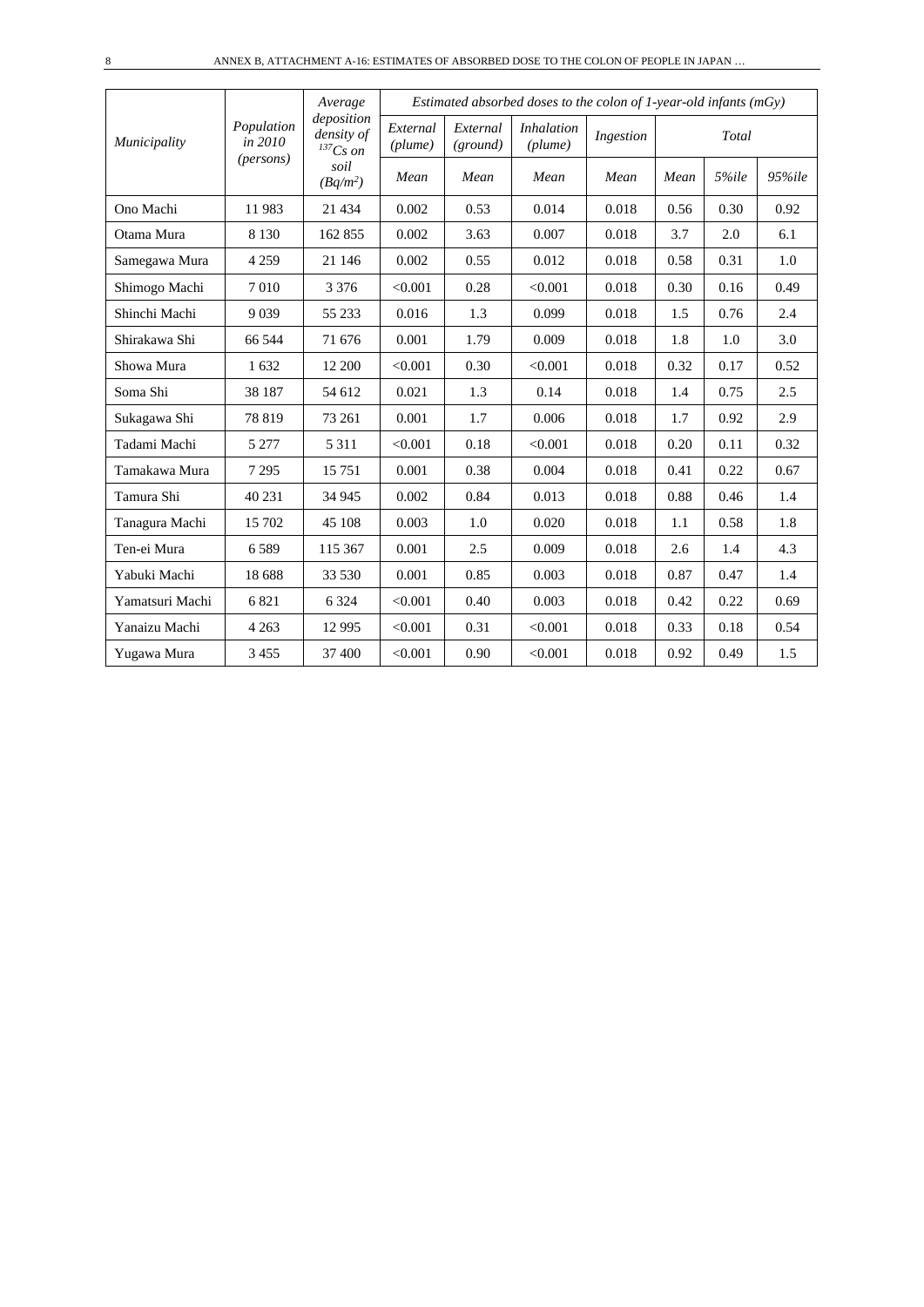| Municipality | Population in 2010 (persons) | Average deposition density of $^{137}Cs$ on soil ($Bq/m^2$) | Estimated absorbed doses to the colon of 1-year-old infants (mGy) | | | | | | |
|---|---|---|---|---|---|---|---|---|---|
| | | | External (plume) | External (ground) | Inhalation (plume) | Ingestion | Total | | |
| | | | Mean | Mean | Mean | Mean | Mean | 5%ile | 95%ile |
| Ono Machi | 11 983 | 21 434 | 0.002 | 0.53 | 0.014 | 0.018 | 0.56 | 0.30 | 0.92 |
| Otama Mura | 8 130 | 162 855 | 0.002 | 3.63 | 0.007 | 0.018 | 3.7 | 2.0 | 6.1 |
| Samegawa Mura | 4 259 | 21 146 | 0.002 | 0.55 | 0.012 | 0.018 | 0.58 | 0.31 | 1.0 |
| Shimogo Machi | 7 010 | 3 376 | <0.001 | 0.28 | <0.001 | 0.018 | 0.30 | 0.16 | 0.49 |
| Shinchi Machi | 9 039 | 55 233 | 0.016 | 1.3 | 0.099 | 0.018 | 1.5 | 0.76 | 2.4 |
| Shirakawa Shi | 66 544 | 71 676 | 0.001 | 1.79 | 0.009 | 0.018 | 1.8 | 1.0 | 3.0 |
| Showa Mura | 1 632 | 12 200 | <0.001 | 0.30 | <0.001 | 0.018 | 0.32 | 0.17 | 0.52 |
| Soma Shi | 38 187 | 54 612 | 0.021 | 1.3 | 0.14 | 0.018 | 1.4 | 0.75 | 2.5 |
| Sukagawa Shi | 78 819 | 73 261 | 0.001 | 1.7 | 0.006 | 0.018 | 1.7 | 0.92 | 2.9 |
| Tadami Machi | 5 277 | 5 311 | <0.001 | 0.18 | <0.001 | 0.018 | 0.20 | 0.11 | 0.32 |
| Tamakawa Mura | 7 295 | 15 751 | 0.001 | 0.38 | 0.004 | 0.018 | 0.41 | 0.22 | 0.67 |
| Tamura Shi | 40 231 | 34 945 | 0.002 | 0.84 | 0.013 | 0.018 | 0.88 | 0.46 | 1.4 |
| Tanagura Machi | 15 702 | 45 108 | 0.003 | 1.0 | 0.020 | 0.018 | 1.1 | 0.58 | 1.8 |
| Ten-ei Mura | 6 589 | 115 367 | 0.001 | 2.5 | 0.009 | 0.018 | 2.6 | 1.4 | 4.3 |
| Yabuki Machi | 18 688 | 33 530 | 0.001 | 0.85 | 0.003 | 0.018 | 0.87 | 0.47 | 1.4 |
| Yamatsuri Machi | 6 821 | 6 324 | <0.001 | 0.40 | 0.003 | 0.018 | 0.42 | 0.22 | 0.69 |
| Yanaizu Machi | 4 263 | 12 995 | <0.001 | 0.31 | <0.001 | 0.018 | 0.33 | 0.18 | 0.54 |
| Yugawa Mura | 3 455 | 37 400 | <0.001 | 0.90 | <0.001 | 0.018 | 0.92 | 0.49 | 1.5 |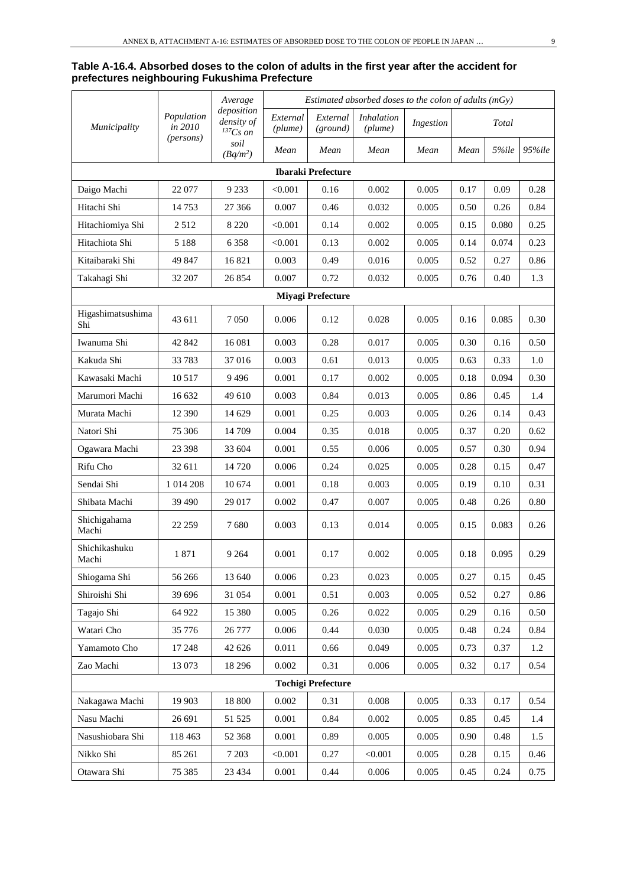**Table A-16.4. Absorbed doses to the colon of adults in the first year after the accident for prefectures neighbouring Fukushima Prefecture**

| *Municipality* | *Population in 2010 (persons)* | *Average deposition density of $^{137}Cs$ on soil ($Bq/m^2$)* | *Estimated absorbed doses to the colon of adults (mGy)* | | | | | | |
|---|---|---|---|---|---|---|---|---|---|
| | | | *External (plume)* | *External (ground)* | *Inhalation (plume)* | *Ingestion* | *Total* | | |
| | | | *Mean* | *Mean* | *Mean* | *Mean* | *Mean* | *5%ile* | *95%ile* |
| **Ibaraki Prefecture** | | | | | | | | | |
| Daigo Machi | 22 077 | 9 233 | <0.001 | 0.16 | 0.002 | 0.005 | 0.17 | 0.09 | 0.28 |
| Hitachi Shi | 14 753 | 27 366 | 0.007 | 0.46 | 0.032 | 0.005 | 0.50 | 0.26 | 0.84 |
| Hitachiomiya Shi | 2 512 | 8 220 | <0.001 | 0.14 | 0.002 | 0.005 | 0.15 | 0.080 | 0.25 |
| Hitachiota Shi | 5 188 | 6 358 | <0.001 | 0.13 | 0.002 | 0.005 | 0.14 | 0.074 | 0.23 |
| Kitaibaraki Shi | 49 847 | 16 821 | 0.003 | 0.49 | 0.016 | 0.005 | 0.52 | 0.27 | 0.86 |
| Takahagi Shi | 32 207 | 26 854 | 0.007 | 0.72 | 0.032 | 0.005 | 0.76 | 0.40 | 1.3 |
| **Miyagi Prefecture** | | | | | | | | | |
| Higashimatsushima Shi | 43 611 | 7 050 | 0.006 | 0.12 | 0.028 | 0.005 | 0.16 | 0.085 | 0.30 |
| Iwanuma Shi | 42 842 | 16 081 | 0.003 | 0.28 | 0.017 | 0.005 | 0.30 | 0.16 | 0.50 |
| Kakuda Shi | 33 783 | 37 016 | 0.003 | 0.61 | 0.013 | 0.005 | 0.63 | 0.33 | 1.0 |
| Kawasaki Machi | 10 517 | 9 496 | 0.001 | 0.17 | 0.002 | 0.005 | 0.18 | 0.094 | 0.30 |
| Marumori Machi | 16 632 | 49 610 | 0.003 | 0.84 | 0.013 | 0.005 | 0.86 | 0.45 | 1.4 |
| Murata Machi | 12 390 | 14 629 | 0.001 | 0.25 | 0.003 | 0.005 | 0.26 | 0.14 | 0.43 |
| Natori Shi | 75 306 | 14 709 | 0.004 | 0.35 | 0.018 | 0.005 | 0.37 | 0.20 | 0.62 |
| Ogawara Machi | 23 398 | 33 604 | 0.001 | 0.55 | 0.006 | 0.005 | 0.57 | 0.30 | 0.94 |
| Rifu Cho | 32 611 | 14 720 | 0.006 | 0.24 | 0.025 | 0.005 | 0.28 | 0.15 | 0.47 |
| Sendai Shi | 1 014 208 | 10 674 | 0.001 | 0.18 | 0.003 | 0.005 | 0.19 | 0.10 | 0.31 |
| Shibata Machi | 39 490 | 29 017 | 0.002 | 0.47 | 0.007 | 0.005 | 0.48 | 0.26 | 0.80 |
| Shichigahama Machi | 22 259 | 7 680 | 0.003 | 0.13 | 0.014 | 0.005 | 0.15 | 0.083 | 0.26 |
| Shichikashuku Machi | 1 871 | 9 264 | 0.001 | 0.17 | 0.002 | 0.005 | 0.18 | 0.095 | 0.29 |
| Shiogama Shi | 56 266 | 13 640 | 0.006 | 0.23 | 0.023 | 0.005 | 0.27 | 0.15 | 0.45 |
| Shiroishi Shi | 39 696 | 31 054 | 0.001 | 0.51 | 0.003 | 0.005 | 0.52 | 0.27 | 0.86 |
| Tagajo Shi | 64 922 | 15 380 | 0.005 | 0.26 | 0.022 | 0.005 | 0.29 | 0.16 | 0.50 |
| Watari Cho | 35 776 | 26 777 | 0.006 | 0.44 | 0.030 | 0.005 | 0.48 | 0.24 | 0.84 |
| Yamamoto Cho | 17 248 | 42 626 | 0.011 | 0.66 | 0.049 | 0.005 | 0.73 | 0.37 | 1.2 |
| Zao Machi | 13 073 | 18 296 | 0.002 | 0.31 | 0.006 | 0.005 | 0.32 | 0.17 | 0.54 |
| **Tochigi Prefecture** | | | | | | | | | |
| Nakagawa Machi | 19 903 | 18 800 | 0.002 | 0.31 | 0.008 | 0.005 | 0.33 | 0.17 | 0.54 |
| Nasu Machi | 26 691 | 51 525 | 0.001 | 0.84 | 0.002 | 0.005 | 0.85 | 0.45 | 1.4 |
| Nasushiobara Shi | 118 463 | 52 368 | 0.001 | 0.89 | 0.005 | 0.005 | 0.90 | 0.48 | 1.5 |
| Nikko Shi | 85 261 | 7 203 | <0.001 | 0.27 | <0.001 | 0.005 | 0.28 | 0.15 | 0.46 |
| Otawara Shi | 75 385 | 23 434 | 0.001 | 0.44 | 0.006 | 0.005 | 0.45 | 0.24 | 0.75 |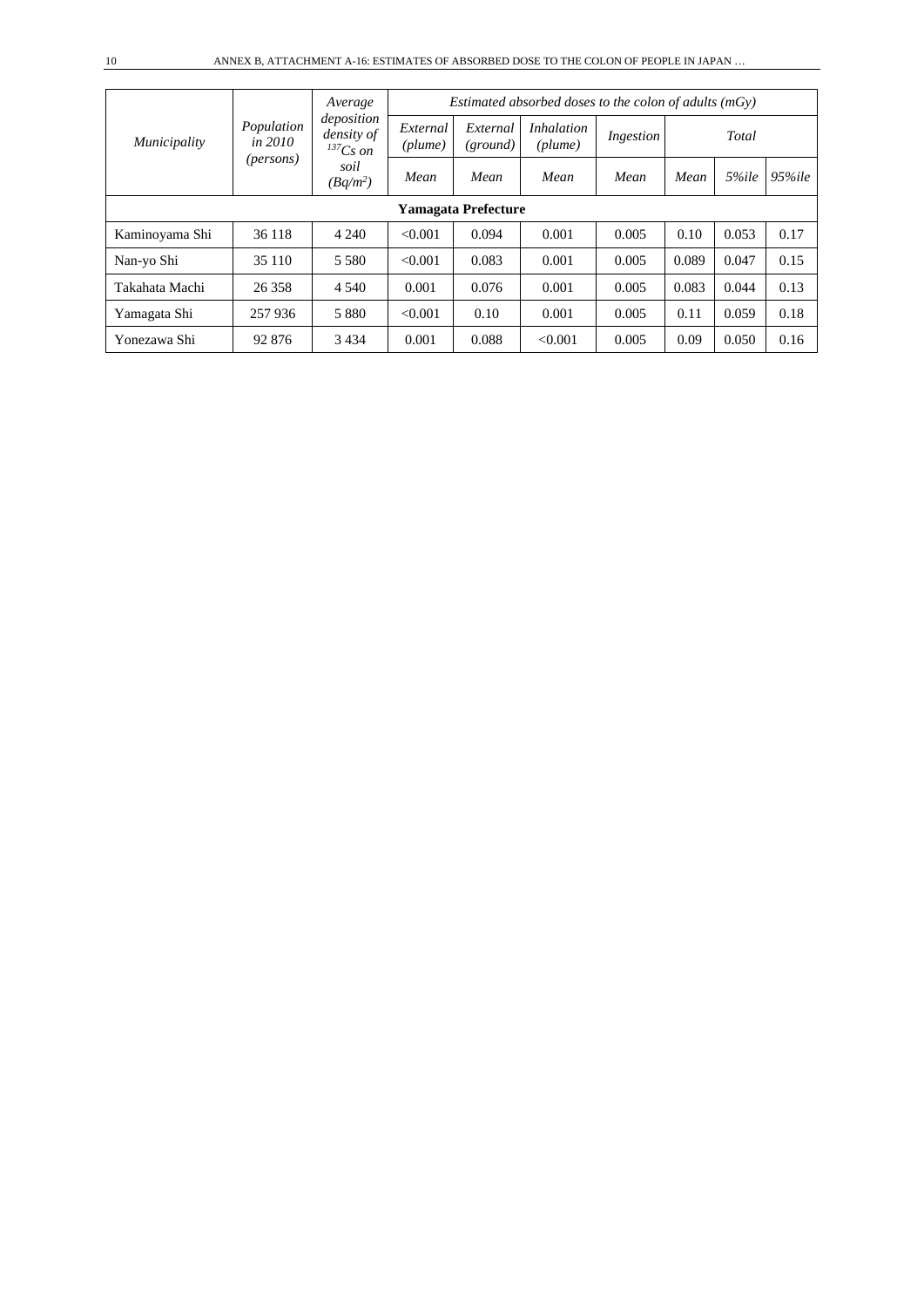| *Municipality* | *Population in 2010 (persons)* | *Average deposition density of $^{137}Cs$ on soil ($Bq/m^2$)* | *Estimated absorbed doses to the colon of adults (mGy)* | | | | | | |
|---|---|---|---|---|---|---|---|---|---|
| | | | *External (plume)* | *External (ground)* | *Inhalation (plume)* | *Ingestion* | *Total* | | |
| | | | *Mean* | *Mean* | *Mean* | *Mean* | *Mean* | *5%ile* | *95%ile* |
| **Yamagata Prefecture** | | | | | | | | | |
| Kaminoyama Shi | 36 118 | 4 240 | <0.001 | 0.094 | 0.001 | 0.005 | 0.10 | 0.053 | 0.17 |
| Nan-yo Shi | 35 110 | 5 580 | <0.001 | 0.083 | 0.001 | 0.005 | 0.089 | 0.047 | 0.15 |
| Takahata Machi | 26 358 | 4 540 | 0.001 | 0.076 | 0.001 | 0.005 | 0.083 | 0.044 | 0.13 |
| Yamagata Shi | 257 936 | 5 880 | <0.001 | 0.10 | 0.001 | 0.005 | 0.11 | 0.059 | 0.18 |
| Yonezawa Shi | 92 876 | 3 434 | 0.001 | 0.088 | <0.001 | 0.005 | 0.09 | 0.050 | 0.16 |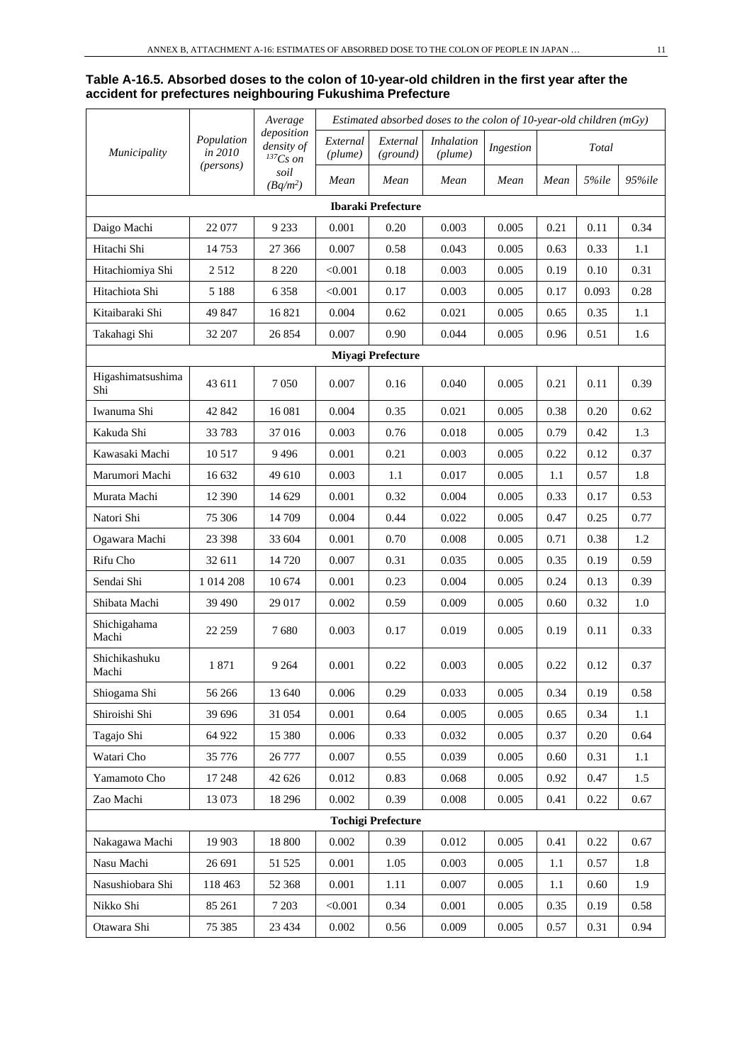**Table A-16.5. Absorbed doses to the colon of 10-year-old children in the first year after the accident for prefectures neighbouring Fukushima Prefecture**

| *Municipality* | *Population in 2010 (persons)* | *Average deposition density of $^{137}Cs$ on soil ($Bq/m^2$)* | *Estimated absorbed doses to the colon of 10-year-old children (mGy)* | | | | | | |
|---|---|---|---|---|---|---|---|---|---|
| | | | *External (plume)* | *External (ground)* | *Inhalation (plume)* | *Ingestion* | *Total* | | |
| | | | *Mean* | *Mean* | *Mean* | *Mean* | *Mean* | *5%ile* | *95%ile* |
| **Ibaraki Prefecture** | | | | | | | | | |
| Daigo Machi | 22 077 | 9 233 | 0.001 | 0.20 | 0.003 | 0.005 | 0.21 | 0.11 | 0.34 |
| Hitachi Shi | 14 753 | 27 366 | 0.007 | 0.58 | 0.043 | 0.005 | 0.63 | 0.33 | 1.1 |
| Hitachiomiya Shi | 2 512 | 8 220 | <0.001 | 0.18 | 0.003 | 0.005 | 0.19 | 0.10 | 0.31 |
| Hitachiota Shi | 5 188 | 6 358 | <0.001 | 0.17 | 0.003 | 0.005 | 0.17 | 0.093 | 0.28 |
| Kitaibaraki Shi | 49 847 | 16 821 | 0.004 | 0.62 | 0.021 | 0.005 | 0.65 | 0.35 | 1.1 |
| Takahagi Shi | 32 207 | 26 854 | 0.007 | 0.90 | 0.044 | 0.005 | 0.96 | 0.51 | 1.6 |
| **Miyagi Prefecture** | | | | | | | | | |
| Higashimatsushima Shi | 43 611 | 7 050 | 0.007 | 0.16 | 0.040 | 0.005 | 0.21 | 0.11 | 0.39 |
| Iwanuma Shi | 42 842 | 16 081 | 0.004 | 0.35 | 0.021 | 0.005 | 0.38 | 0.20 | 0.62 |
| Kakuda Shi | 33 783 | 37 016 | 0.003 | 0.76 | 0.018 | 0.005 | 0.79 | 0.42 | 1.3 |
| Kawasaki Machi | 10 517 | 9 496 | 0.001 | 0.21 | 0.003 | 0.005 | 0.22 | 0.12 | 0.37 |
| Marumori Machi | 16 632 | 49 610 | 0.003 | 1.1 | 0.017 | 0.005 | 1.1 | 0.57 | 1.8 |
| Murata Machi | 12 390 | 14 629 | 0.001 | 0.32 | 0.004 | 0.005 | 0.33 | 0.17 | 0.53 |
| Natori Shi | 75 306 | 14 709 | 0.004 | 0.44 | 0.022 | 0.005 | 0.47 | 0.25 | 0.77 |
| Ogawara Machi | 23 398 | 33 604 | 0.001 | 0.70 | 0.008 | 0.005 | 0.71 | 0.38 | 1.2 |
| Rifu Cho | 32 611 | 14 720 | 0.007 | 0.31 | 0.035 | 0.005 | 0.35 | 0.19 | 0.59 |
| Sendai Shi | 1 014 208 | 10 674 | 0.001 | 0.23 | 0.004 | 0.005 | 0.24 | 0.13 | 0.39 |
| Shibata Machi | 39 490 | 29 017 | 0.002 | 0.59 | 0.009 | 0.005 | 0.60 | 0.32 | 1.0 |
| Shichigahama Machi | 22 259 | 7 680 | 0.003 | 0.17 | 0.019 | 0.005 | 0.19 | 0.11 | 0.33 |
| Shichikashuku Machi | 1 871 | 9 264 | 0.001 | 0.22 | 0.003 | 0.005 | 0.22 | 0.12 | 0.37 |
| Shiogama Shi | 56 266 | 13 640 | 0.006 | 0.29 | 0.033 | 0.005 | 0.34 | 0.19 | 0.58 |
| Shiroishi Shi | 39 696 | 31 054 | 0.001 | 0.64 | 0.005 | 0.005 | 0.65 | 0.34 | 1.1 |
| Tagajo Shi | 64 922 | 15 380 | 0.006 | 0.33 | 0.032 | 0.005 | 0.37 | 0.20 | 0.64 |
| Watari Cho | 35 776 | 26 777 | 0.007 | 0.55 | 0.039 | 0.005 | 0.60 | 0.31 | 1.1 |
| Yamamoto Cho | 17 248 | 42 626 | 0.012 | 0.83 | 0.068 | 0.005 | 0.92 | 0.47 | 1.5 |
| Zao Machi | 13 073 | 18 296 | 0.002 | 0.39 | 0.008 | 0.005 | 0.41 | 0.22 | 0.67 |
| **Tochigi Prefecture** | | | | | | | | | |
| Nakagawa Machi | 19 903 | 18 800 | 0.002 | 0.39 | 0.012 | 0.005 | 0.41 | 0.22 | 0.67 |
| Nasu Machi | 26 691 | 51 525 | 0.001 | 1.05 | 0.003 | 0.005 | 1.1 | 0.57 | 1.8 |
| Nasushiobara Shi | 118 463 | 52 368 | 0.001 | 1.11 | 0.007 | 0.005 | 1.1 | 0.60 | 1.9 |
| Nikko Shi | 85 261 | 7 203 | <0.001 | 0.34 | 0.001 | 0.005 | 0.35 | 0.19 | 0.58 |
| Otawara Shi | 75 385 | 23 434 | 0.002 | 0.56 | 0.009 | 0.005 | 0.57 | 0.31 | 0.94 |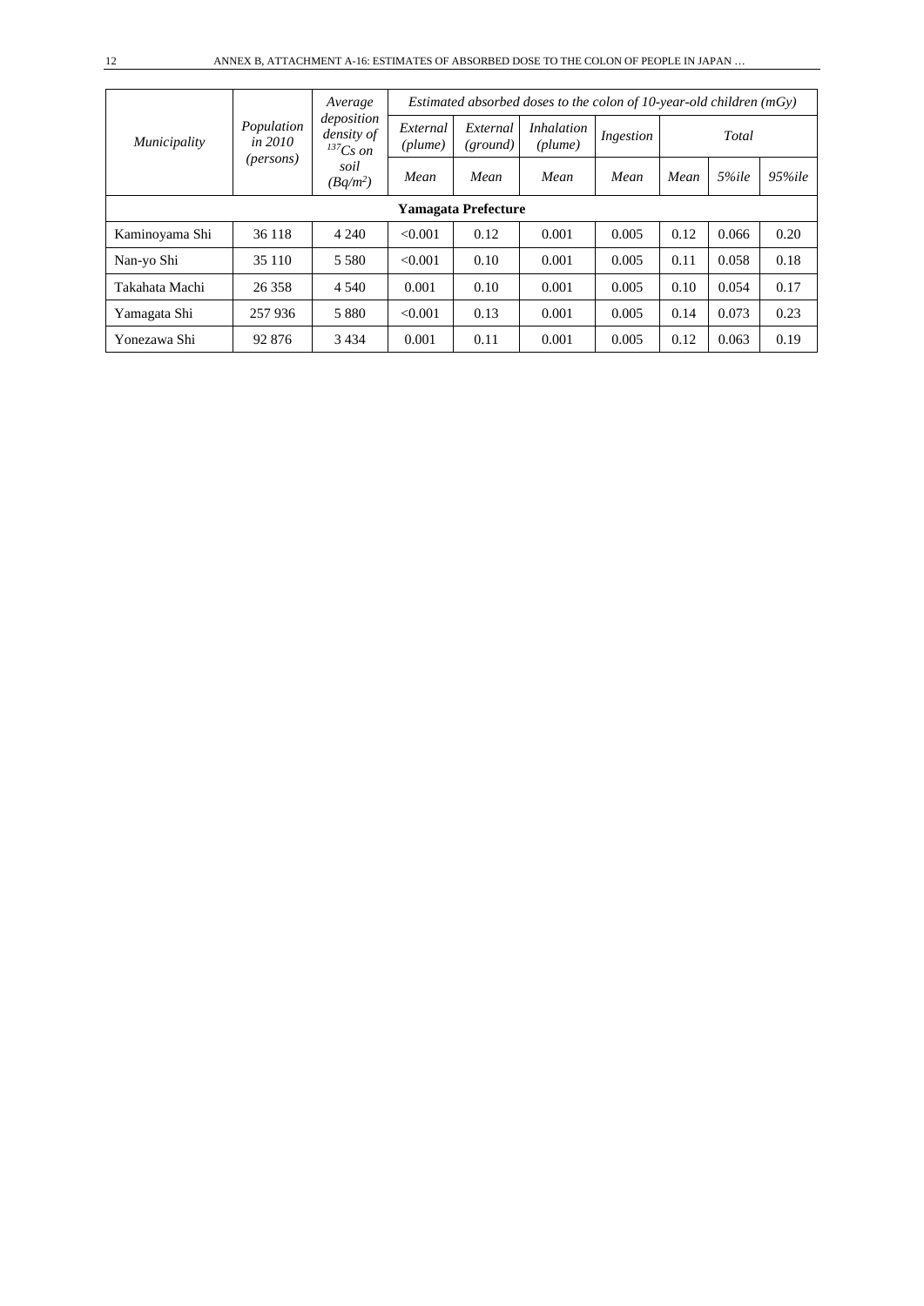| *Municipality* | *Population in 2010 (persons)* | *Average deposition density of $^{137}Cs$ on soil ($Bq/m^2$)* | *Estimated absorbed doses to the colon of 10-year-old children (mGy)* | | | | | | |
|---|---|---|---|---|---|---|---|---|---|
| | | | *External (plume)* | *External (ground)* | *Inhalation (plume)* | *Ingestion* | *Total* | | |
| | | | *Mean* | *Mean* | *Mean* | *Mean* | *Mean* | *5%ile* | *95%ile* |
| **Yamagata Prefecture** | | | | | | | | | |
| Kaminoyama Shi | 36 118 | 4 240 | <0.001 | 0.12 | 0.001 | 0.005 | 0.12 | 0.066 | 0.20 |
| Nan-yo Shi | 35 110 | 5 580 | <0.001 | 0.10 | 0.001 | 0.005 | 0.11 | 0.058 | 0.18 |
| Takahata Machi | 26 358 | 4 540 | 0.001 | 0.10 | 0.001 | 0.005 | 0.10 | 0.054 | 0.17 |
| Yamagata Shi | 257 936 | 5 880 | <0.001 | 0.13 | 0.001 | 0.005 | 0.14 | 0.073 | 0.23 |
| Yonezawa Shi | 92 876 | 3 434 | 0.001 | 0.11 | 0.001 | 0.005 | 0.12 | 0.063 | 0.19 |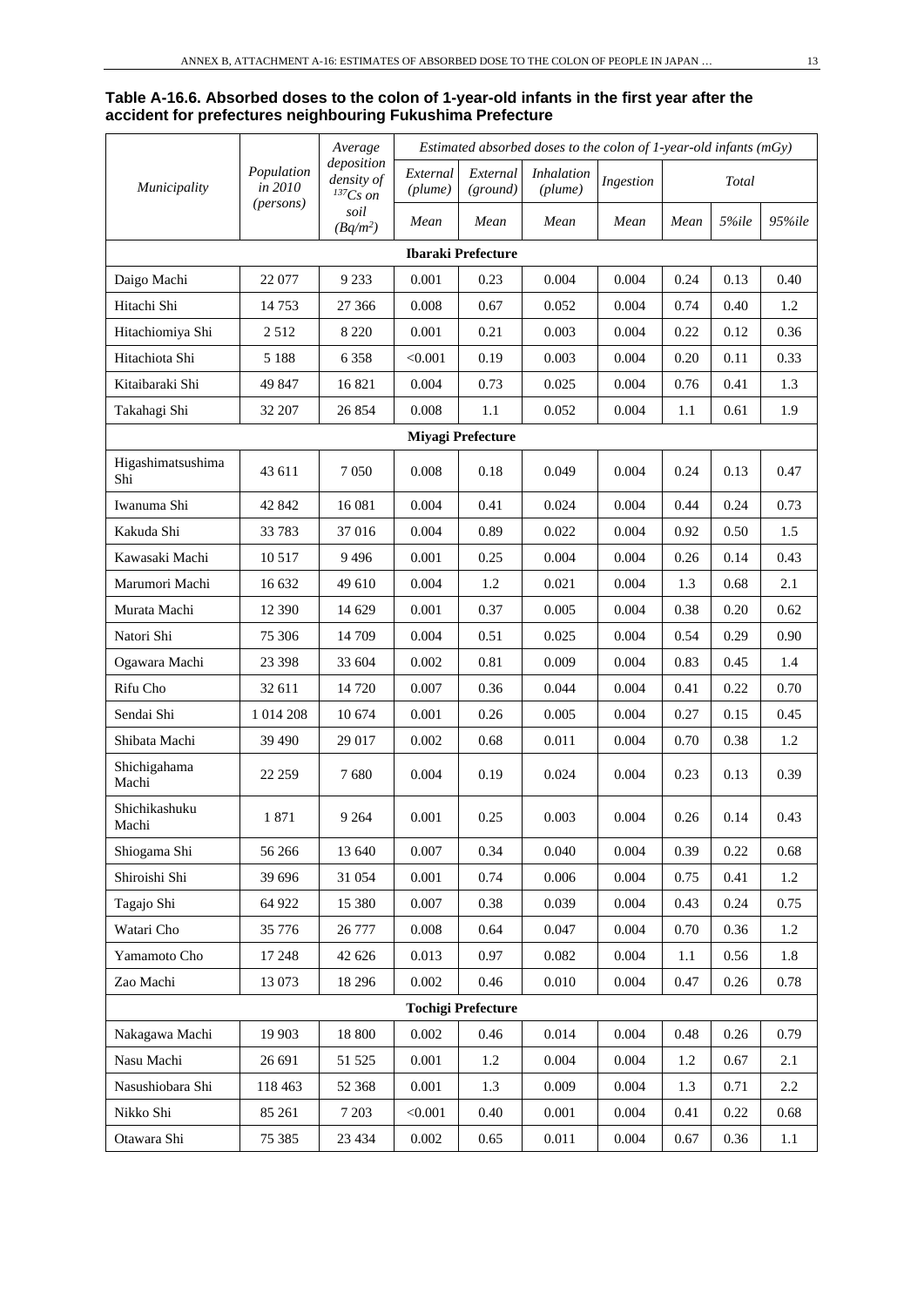**Table A-16.6. Absorbed doses to the colon of 1-year-old infants in the first year after the accident for prefectures neighbouring Fukushima Prefecture**

| *Municipality* | *Population in 2010 (persons)* | *Average deposition density of $^{137}Cs$ on soil ($Bq/m^2$)* | *Estimated absorbed doses to the colon of 1-year-old infants (mGy)* | | | | | | |
|---|---|---|---|---|---|---|---|---|---|
| | | | *External (plume)* | *External (ground)* | *Inhalation (plume)* | *Ingestion* | *Total* | | |
| | | | *Mean* | *Mean* | *Mean* | *Mean* | *Mean* | *5%ile* | *95%ile* |
| **Ibaraki Prefecture** | | | | | | | | | |
| Daigo Machi | 22 077 | 9 233 | 0.001 | 0.23 | 0.004 | 0.004 | 0.24 | 0.13 | 0.40 |
| Hitachi Shi | 14 753 | 27 366 | 0.008 | 0.67 | 0.052 | 0.004 | 0.74 | 0.40 | 1.2 |
| Hitachiomiya Shi | 2 512 | 8 220 | 0.001 | 0.21 | 0.003 | 0.004 | 0.22 | 0.12 | 0.36 |
| Hitachiota Shi | 5 188 | 6 358 | <0.001 | 0.19 | 0.003 | 0.004 | 0.20 | 0.11 | 0.33 |
| Kitaibaraki Shi | 49 847 | 16 821 | 0.004 | 0.73 | 0.025 | 0.004 | 0.76 | 0.41 | 1.3 |
| Takahagi Shi | 32 207 | 26 854 | 0.008 | 1.1 | 0.052 | 0.004 | 1.1 | 0.61 | 1.9 |
| **Miyagi Prefecture** | | | | | | | | | |
| Higashimatsushima Shi | 43 611 | 7 050 | 0.008 | 0.18 | 0.049 | 0.004 | 0.24 | 0.13 | 0.47 |
| Iwanuma Shi | 42 842 | 16 081 | 0.004 | 0.41 | 0.024 | 0.004 | 0.44 | 0.24 | 0.73 |
| Kakuda Shi | 33 783 | 37 016 | 0.004 | 0.89 | 0.022 | 0.004 | 0.92 | 0.50 | 1.5 |
| Kawasaki Machi | 10 517 | 9 496 | 0.001 | 0.25 | 0.004 | 0.004 | 0.26 | 0.14 | 0.43 |
| Marumori Machi | 16 632 | 49 610 | 0.004 | 1.2 | 0.021 | 0.004 | 1.3 | 0.68 | 2.1 |
| Murata Machi | 12 390 | 14 629 | 0.001 | 0.37 | 0.005 | 0.004 | 0.38 | 0.20 | 0.62 |
| Natori Shi | 75 306 | 14 709 | 0.004 | 0.51 | 0.025 | 0.004 | 0.54 | 0.29 | 0.90 |
| Ogawara Machi | 23 398 | 33 604 | 0.002 | 0.81 | 0.009 | 0.004 | 0.83 | 0.45 | 1.4 |
| Rifu Cho | 32 611 | 14 720 | 0.007 | 0.36 | 0.044 | 0.004 | 0.41 | 0.22 | 0.70 |
| Sendai Shi | 1 014 208 | 10 674 | 0.001 | 0.26 | 0.005 | 0.004 | 0.27 | 0.15 | 0.45 |
| Shibata Machi | 39 490 | 29 017 | 0.002 | 0.68 | 0.011 | 0.004 | 0.70 | 0.38 | 1.2 |
| Shichigahama Machi | 22 259 | 7 680 | 0.004 | 0.19 | 0.024 | 0.004 | 0.23 | 0.13 | 0.39 |
| Shichikashuku Machi | 1 871 | 9 264 | 0.001 | 0.25 | 0.003 | 0.004 | 0.26 | 0.14 | 0.43 |
| Shiogama Shi | 56 266 | 13 640 | 0.007 | 0.34 | 0.040 | 0.004 | 0.39 | 0.22 | 0.68 |
| Shiroishi Shi | 39 696 | 31 054 | 0.001 | 0.74 | 0.006 | 0.004 | 0.75 | 0.41 | 1.2 |
| Tagajo Shi | 64 922 | 15 380 | 0.007 | 0.38 | 0.039 | 0.004 | 0.43 | 0.24 | 0.75 |
| Watari Cho | 35 776 | 26 777 | 0.008 | 0.64 | 0.047 | 0.004 | 0.70 | 0.36 | 1.2 |
| Yamamoto Cho | 17 248 | 42 626 | 0.013 | 0.97 | 0.082 | 0.004 | 1.1 | 0.56 | 1.8 |
| Zao Machi | 13 073 | 18 296 | 0.002 | 0.46 | 0.010 | 0.004 | 0.47 | 0.26 | 0.78 |
| **Tochigi Prefecture** | | | | | | | | | |
| Nakagawa Machi | 19 903 | 18 800 | 0.002 | 0.46 | 0.014 | 0.004 | 0.48 | 0.26 | 0.79 |
| Nasu Machi | 26 691 | 51 525 | 0.001 | 1.2 | 0.004 | 0.004 | 1.2 | 0.67 | 2.1 |
| Nasushiobara Shi | 118 463 | 52 368 | 0.001 | 1.3 | 0.009 | 0.004 | 1.3 | 0.71 | 2.2 |
| Nikko Shi | 85 261 | 7 203 | <0.001 | 0.40 | 0.001 | 0.004 | 0.41 | 0.22 | 0.68 |
| Otawara Shi | 75 385 | 23 434 | 0.002 | 0.65 | 0.011 | 0.004 | 0.67 | 0.36 | 1.1 |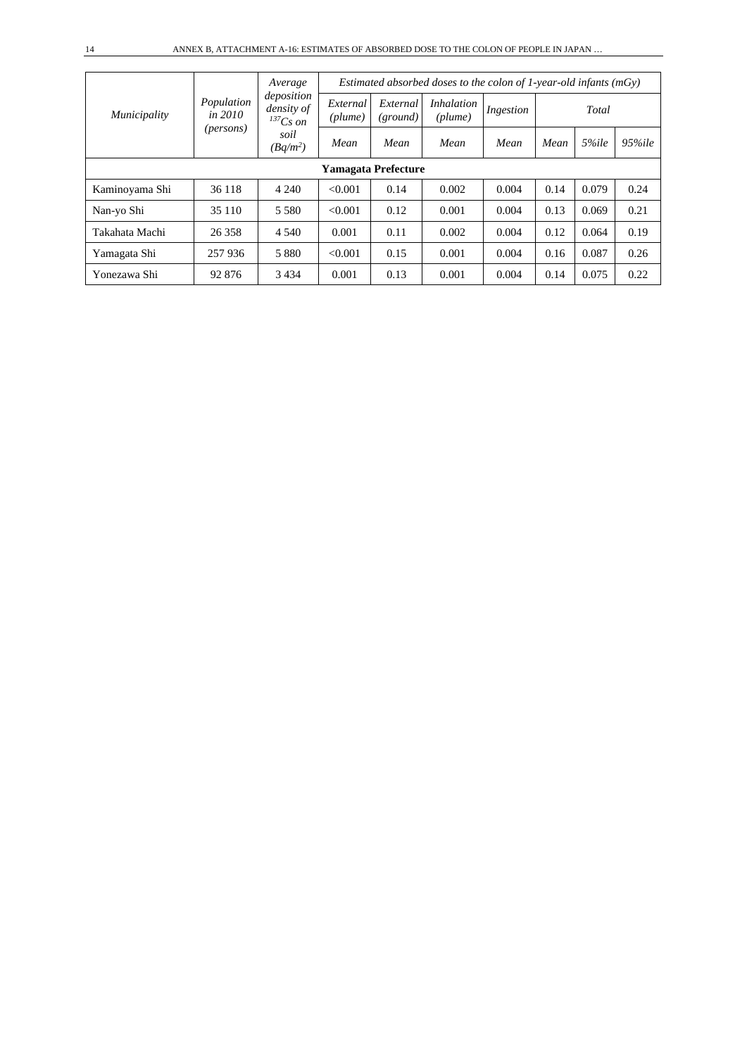| *Municipality* | *Population in 2010 (persons)* | *Average deposition density of $^{137}Cs$ on soil ($Bq/m^2$)* | *Estimated absorbed doses to the colon of 1-year-old infants (mGy)* | | | | | | |
|---|---|---|---|---|---|---|---|---|---|
| | | | *External (plume)* | *External (ground)* | *Inhalation (plume)* | *Ingestion* | *Total* | | |
| | | | *Mean* | *Mean* | *Mean* | *Mean* | *Mean* | *5%ile* | *95%ile* |
| **Yamagata Prefecture** | | | | | | | | | |
| Kaminoyama Shi | 36 118 | 4 240 | <0.001 | 0.14 | 0.002 | 0.004 | 0.14 | 0.079 | 0.24 |
| Nan-yo Shi | 35 110 | 5 580 | <0.001 | 0.12 | 0.001 | 0.004 | 0.13 | 0.069 | 0.21 |
| Takahata Machi | 26 358 | 4 540 | 0.001 | 0.11 | 0.002 | 0.004 | 0.12 | 0.064 | 0.19 |
| Yamagata Shi | 257 936 | 5 880 | <0.001 | 0.15 | 0.001 | 0.004 | 0.16 | 0.087 | 0.26 |
| Yonezawa Shi | 92 876 | 3 434 | 0.001 | 0.13 | 0.001 | 0.004 | 0.14 | 0.075 | 0.22 |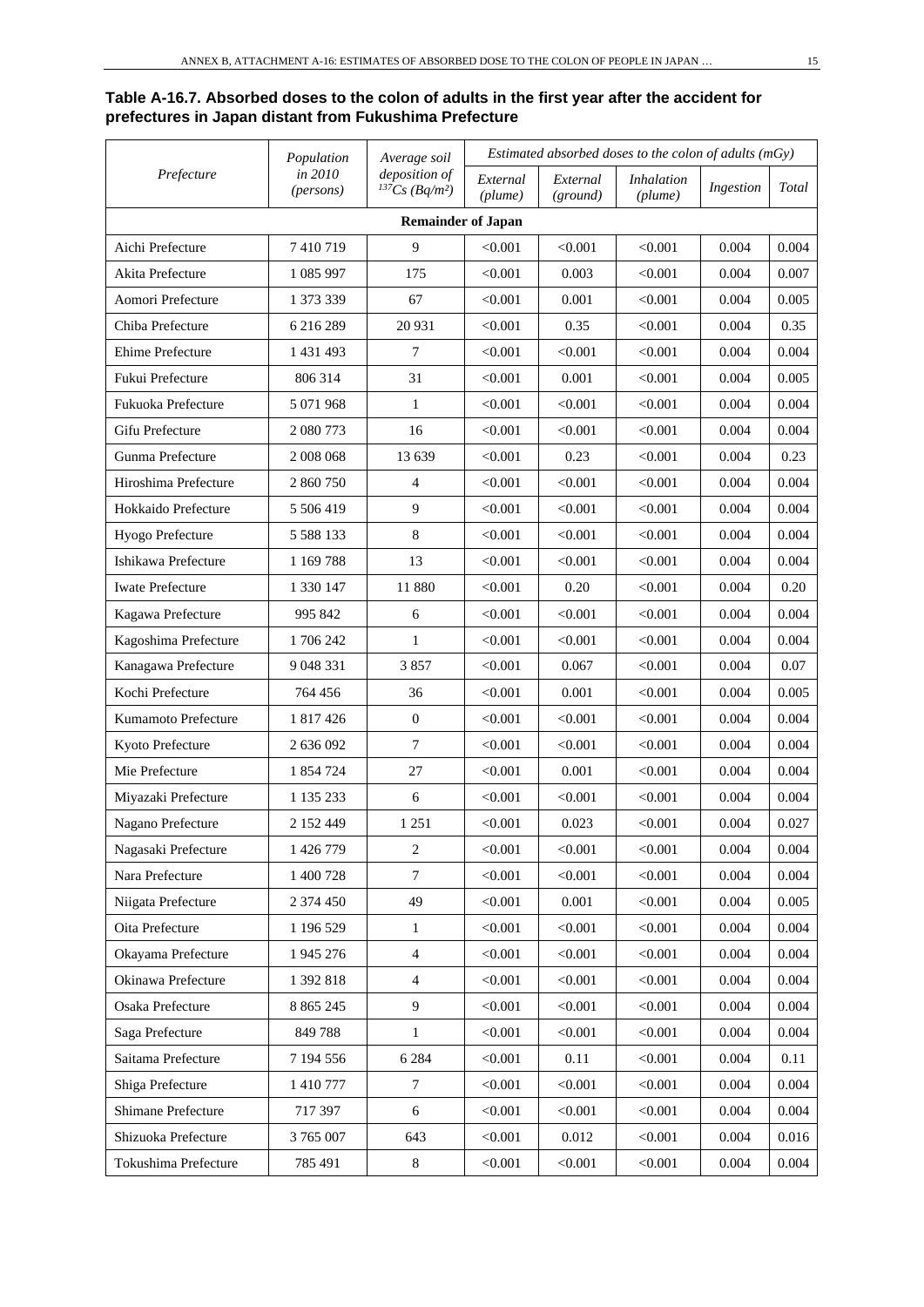**Table A-16.7. Absorbed doses to the colon of adults in the first year after the accident for prefectures in Japan distant from Fukushima Prefecture**

| *Prefecture* | *Population in 2010 (persons)* | *Average soil deposition of $^{137}Cs$ (Bq/m²)* | *Estimated absorbed doses to the colon of adults (mGy)* | | | | |
|---|---|---|---|---|---|---|---|
| | | | *External (plume)* | *External (ground)* | *Inhalation (plume)* | *Ingestion* | *Total* |
| **Remainder of Japan** | | | | | | | |
| Aichi Prefecture | 7 410 719 | 9 | <0.001 | <0.001 | <0.001 | 0.004 | 0.004 |
| Akita Prefecture | 1 085 997 | 175 | <0.001 | 0.003 | <0.001 | 0.004 | 0.007 |
| Aomori Prefecture | 1 373 339 | 67 | <0.001 | 0.001 | <0.001 | 0.004 | 0.005 |
| Chiba Prefecture | 6 216 289 | 20 931 | <0.001 | 0.35 | <0.001 | 0.004 | 0.35 |
| Ehime Prefecture | 1 431 493 | 7 | <0.001 | <0.001 | <0.001 | 0.004 | 0.004 |
| Fukui Prefecture | 806 314 | 31 | <0.001 | 0.001 | <0.001 | 0.004 | 0.005 |
| Fukuoka Prefecture | 5 071 968 | 1 | <0.001 | <0.001 | <0.001 | 0.004 | 0.004 |
| Gifu Prefecture | 2 080 773 | 16 | <0.001 | <0.001 | <0.001 | 0.004 | 0.004 |
| Gunma Prefecture | 2 008 068 | 13 639 | <0.001 | 0.23 | <0.001 | 0.004 | 0.23 |
| Hiroshima Prefecture | 2 860 750 | 4 | <0.001 | <0.001 | <0.001 | 0.004 | 0.004 |
| Hokkaido Prefecture | 5 506 419 | 9 | <0.001 | <0.001 | <0.001 | 0.004 | 0.004 |
| Hyogo Prefecture | 5 588 133 | 8 | <0.001 | <0.001 | <0.001 | 0.004 | 0.004 |
| Ishikawa Prefecture | 1 169 788 | 13 | <0.001 | <0.001 | <0.001 | 0.004 | 0.004 |
| Iwate Prefecture | 1 330 147 | 11 880 | <0.001 | 0.20 | <0.001 | 0.004 | 0.20 |
| Kagawa Prefecture | 995 842 | 6 | <0.001 | <0.001 | <0.001 | 0.004 | 0.004 |
| Kagoshima Prefecture | 1 706 242 | 1 | <0.001 | <0.001 | <0.001 | 0.004 | 0.004 |
| Kanagawa Prefecture | 9 048 331 | 3 857 | <0.001 | 0.067 | <0.001 | 0.004 | 0.07 |
| Kochi Prefecture | 764 456 | 36 | <0.001 | 0.001 | <0.001 | 0.004 | 0.005 |
| Kumamoto Prefecture | 1 817 426 | 0 | <0.001 | <0.001 | <0.001 | 0.004 | 0.004 |
| Kyoto Prefecture | 2 636 092 | 7 | <0.001 | <0.001 | <0.001 | 0.004 | 0.004 |
| Mie Prefecture | 1 854 724 | 27 | <0.001 | 0.001 | <0.001 | 0.004 | 0.004 |
| Miyazaki Prefecture | 1 135 233 | 6 | <0.001 | <0.001 | <0.001 | 0.004 | 0.004 |
| Nagano Prefecture | 2 152 449 | 1 251 | <0.001 | 0.023 | <0.001 | 0.004 | 0.027 |
| Nagasaki Prefecture | 1 426 779 | 2 | <0.001 | <0.001 | <0.001 | 0.004 | 0.004 |
| Nara Prefecture | 1 400 728 | 7 | <0.001 | <0.001 | <0.001 | 0.004 | 0.004 |
| Niigata Prefecture | 2 374 450 | 49 | <0.001 | 0.001 | <0.001 | 0.004 | 0.005 |
| Oita Prefecture | 1 196 529 | 1 | <0.001 | <0.001 | <0.001 | 0.004 | 0.004 |
| Okayama Prefecture | 1 945 276 | 4 | <0.001 | <0.001 | <0.001 | 0.004 | 0.004 |
| Okinawa Prefecture | 1 392 818 | 4 | <0.001 | <0.001 | <0.001 | 0.004 | 0.004 |
| Osaka Prefecture | 8 865 245 | 9 | <0.001 | <0.001 | <0.001 | 0.004 | 0.004 |
| Saga Prefecture | 849 788 | 1 | <0.001 | <0.001 | <0.001 | 0.004 | 0.004 |
| Saitama Prefecture | 7 194 556 | 6 284 | <0.001 | 0.11 | <0.001 | 0.004 | 0.11 |
| Shiga Prefecture | 1 410 777 | 7 | <0.001 | <0.001 | <0.001 | 0.004 | 0.004 |
| Shimane Prefecture | 717 397 | 6 | <0.001 | <0.001 | <0.001 | 0.004 | 0.004 |
| Shizuoka Prefecture | 3 765 007 | 643 | <0.001 | 0.012 | <0.001 | 0.004 | 0.016 |
| Tokushima Prefecture | 785 491 | 8 | <0.001 | <0.001 | <0.001 | 0.004 | 0.004 |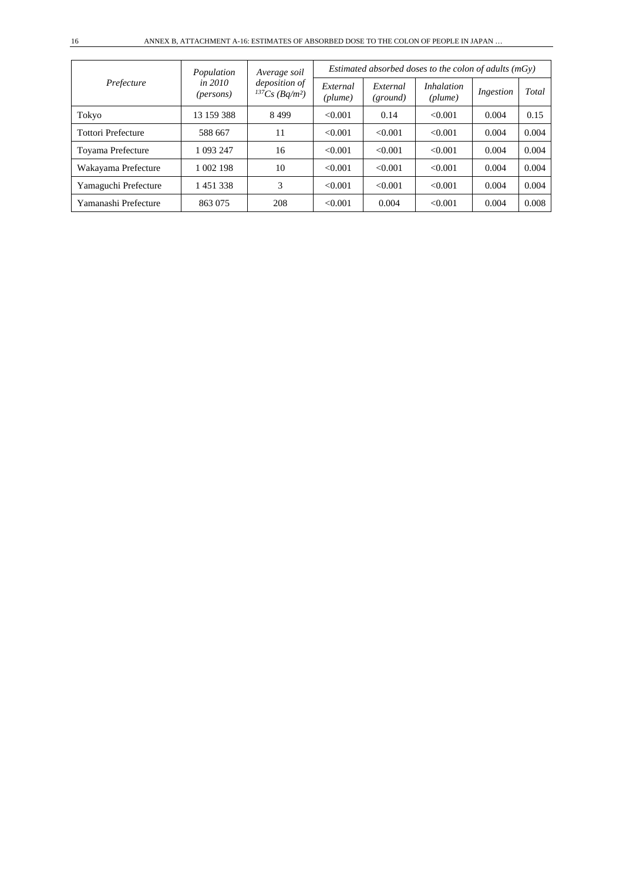| *Prefecture* | *Population in 2010 (persons)* | *Average soil deposition of* $^{137}Cs$ *(Bq/m²)* | *Estimated absorbed doses to the colon of adults (mGy)* | | | | |
|---|---|---|---|---|---|---|---|
| | | | *External (plume)* | *External (ground)* | *Inhalation (plume)* | *Ingestion* | *Total* |
| Tokyo | 13 159 388 | 8 499 | <0.001 | 0.14 | <0.001 | 0.004 | 0.15 |
| Tottori Prefecture | 588 667 | 11 | <0.001 | <0.001 | <0.001 | 0.004 | 0.004 |
| Toyama Prefecture | 1 093 247 | 16 | <0.001 | <0.001 | <0.001 | 0.004 | 0.004 |
| Wakayama Prefecture | 1 002 198 | 10 | <0.001 | <0.001 | <0.001 | 0.004 | 0.004 |
| Yamaguchi Prefecture | 1 451 338 | 3 | <0.001 | <0.001 | <0.001 | 0.004 | 0.004 |
| Yamanashi Prefecture | 863 075 | 208 | <0.001 | 0.004 | <0.001 | 0.004 | 0.008 |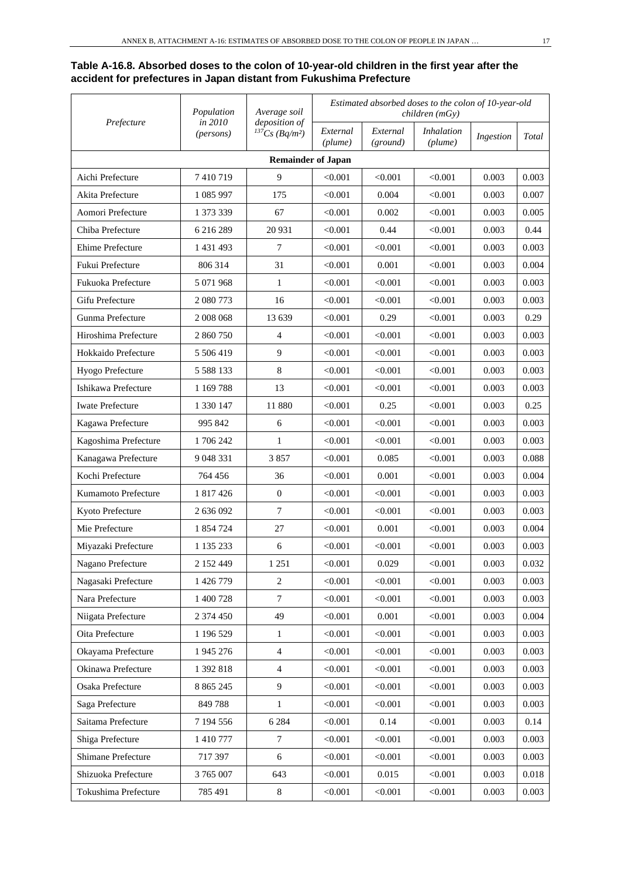**Table A-16.8. Absorbed doses to the colon of 10-year-old children in the first year after the accident for prefectures in Japan distant from Fukushima Prefecture**

| Prefecture | Population in 2010 (persons) | Average soil deposition of $^{137}Cs$ ($Bq/m^2$) | Estimated absorbed doses to the colon of 10-year-old children (mGy) | | | | |
|---|---|---|---|---|---|---|---|
| | | | *External (plume)* | *External (ground)* | *Inhalation (plume)* | *Ingestion* | *Total* |
| **Remainder of Japan** | | | | | | | |
| Aichi Prefecture | 7 410 719 | 9 | <0.001 | <0.001 | <0.001 | 0.003 | 0.003 |
| Akita Prefecture | 1 085 997 | 175 | <0.001 | 0.004 | <0.001 | 0.003 | 0.007 |
| Aomori Prefecture | 1 373 339 | 67 | <0.001 | 0.002 | <0.001 | 0.003 | 0.005 |
| Chiba Prefecture | 6 216 289 | 20 931 | <0.001 | 0.44 | <0.001 | 0.003 | 0.44 |
| Ehime Prefecture | 1 431 493 | 7 | <0.001 | <0.001 | <0.001 | 0.003 | 0.003 |
| Fukui Prefecture | 806 314 | 31 | <0.001 | 0.001 | <0.001 | 0.003 | 0.004 |
| Fukuoka Prefecture | 5 071 968 | 1 | <0.001 | <0.001 | <0.001 | 0.003 | 0.003 |
| Gifu Prefecture | 2 080 773 | 16 | <0.001 | <0.001 | <0.001 | 0.003 | 0.003 |
| Gunma Prefecture | 2 008 068 | 13 639 | <0.001 | 0.29 | <0.001 | 0.003 | 0.29 |
| Hiroshima Prefecture | 2 860 750 | 4 | <0.001 | <0.001 | <0.001 | 0.003 | 0.003 |
| Hokkaido Prefecture | 5 506 419 | 9 | <0.001 | <0.001 | <0.001 | 0.003 | 0.003 |
| Hyogo Prefecture | 5 588 133 | 8 | <0.001 | <0.001 | <0.001 | 0.003 | 0.003 |
| Ishikawa Prefecture | 1 169 788 | 13 | <0.001 | <0.001 | <0.001 | 0.003 | 0.003 |
| Iwate Prefecture | 1 330 147 | 11 880 | <0.001 | 0.25 | <0.001 | 0.003 | 0.25 |
| Kagawa Prefecture | 995 842 | 6 | <0.001 | <0.001 | <0.001 | 0.003 | 0.003 |
| Kagoshima Prefecture | 1 706 242 | 1 | <0.001 | <0.001 | <0.001 | 0.003 | 0.003 |
| Kanagawa Prefecture | 9 048 331 | 3 857 | <0.001 | 0.085 | <0.001 | 0.003 | 0.088 |
| Kochi Prefecture | 764 456 | 36 | <0.001 | 0.001 | <0.001 | 0.003 | 0.004 |
| Kumamoto Prefecture | 1 817 426 | 0 | <0.001 | <0.001 | <0.001 | 0.003 | 0.003 |
| Kyoto Prefecture | 2 636 092 | 7 | <0.001 | <0.001 | <0.001 | 0.003 | 0.003 |
| Mie Prefecture | 1 854 724 | 27 | <0.001 | 0.001 | <0.001 | 0.003 | 0.004 |
| Miyazaki Prefecture | 1 135 233 | 6 | <0.001 | <0.001 | <0.001 | 0.003 | 0.003 |
| Nagano Prefecture | 2 152 449 | 1 251 | <0.001 | 0.029 | <0.001 | 0.003 | 0.032 |
| Nagasaki Prefecture | 1 426 779 | 2 | <0.001 | <0.001 | <0.001 | 0.003 | 0.003 |
| Nara Prefecture | 1 400 728 | 7 | <0.001 | <0.001 | <0.001 | 0.003 | 0.003 |
| Niigata Prefecture | 2 374 450 | 49 | <0.001 | 0.001 | <0.001 | 0.003 | 0.004 |
| Oita Prefecture | 1 196 529 | 1 | <0.001 | <0.001 | <0.001 | 0.003 | 0.003 |
| Okayama Prefecture | 1 945 276 | 4 | <0.001 | <0.001 | <0.001 | 0.003 | 0.003 |
| Okinawa Prefecture | 1 392 818 | 4 | <0.001 | <0.001 | <0.001 | 0.003 | 0.003 |
| Osaka Prefecture | 8 865 245 | 9 | <0.001 | <0.001 | <0.001 | 0.003 | 0.003 |
| Saga Prefecture | 849 788 | 1 | <0.001 | <0.001 | <0.001 | 0.003 | 0.003 |
| Saitama Prefecture | 7 194 556 | 6 284 | <0.001 | 0.14 | <0.001 | 0.003 | 0.14 |
| Shiga Prefecture | 1 410 777 | 7 | <0.001 | <0.001 | <0.001 | 0.003 | 0.003 |
| Shimane Prefecture | 717 397 | 6 | <0.001 | <0.001 | <0.001 | 0.003 | 0.003 |
| Shizuoka Prefecture | 3 765 007 | 643 | <0.001 | 0.015 | <0.001 | 0.003 | 0.018 |
| Tokushima Prefecture | 785 491 | 8 | <0.001 | <0.001 | <0.001 | 0.003 | 0.003 |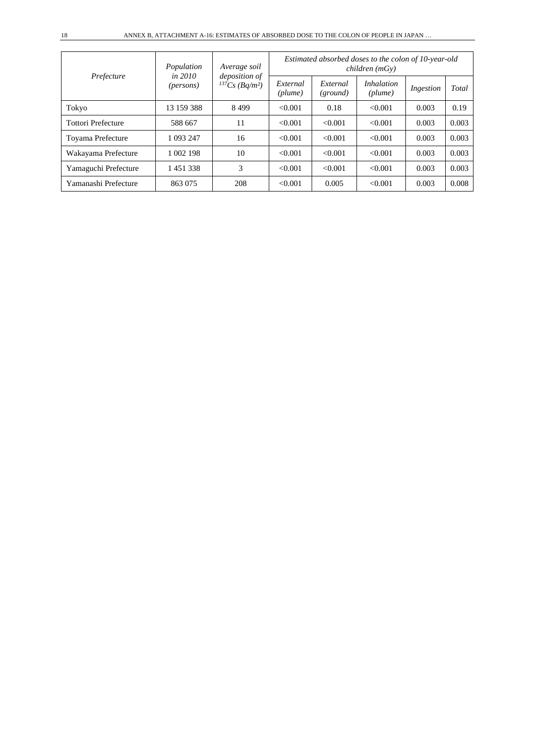| *Prefecture* | *Population in 2010 (persons)* | *Average soil deposition of $^{137}Cs$ (Bq/m²)* | *Estimated absorbed doses to the colon of 10-year-old children (mGy)* | | | | |
|---|---|---|---|---|---|---|---|
| | | | *External (plume)* | *External (ground)* | *Inhalation (plume)* | *Ingestion* | *Total* |
| Tokyo | 13 159 388 | 8 499 | <0.001 | 0.18 | <0.001 | 0.003 | 0.19 |
| Tottori Prefecture | 588 667 | 11 | <0.001 | <0.001 | <0.001 | 0.003 | 0.003 |
| Toyama Prefecture | 1 093 247 | 16 | <0.001 | <0.001 | <0.001 | 0.003 | 0.003 |
| Wakayama Prefecture | 1 002 198 | 10 | <0.001 | <0.001 | <0.001 | 0.003 | 0.003 |
| Yamaguchi Prefecture | 1 451 338 | 3 | <0.001 | <0.001 | <0.001 | 0.003 | 0.003 |
| Yamanashi Prefecture | 863 075 | 208 | <0.001 | 0.005 | <0.001 | 0.003 | 0.008 |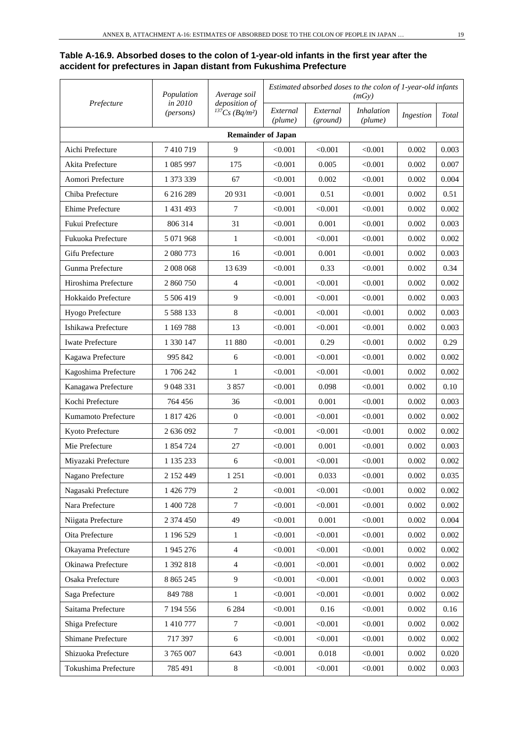**Table A-16.9. Absorbed doses to the colon of 1-year-old infants in the first year after the accident for prefectures in Japan distant from Fukushima Prefecture**

| *Prefecture* | *Population in 2010 (persons)* | *Average soil deposition of $^{137}Cs$ (Bq/m²)* | *Estimated absorbed doses to the colon of 1-year-old infants (mGy)* | | | | |
|---|---|---|---|---|---|---|---|
| | | | *External (plume)* | *External (ground)* | *Inhalation (plume)* | *Ingestion* | *Total* |
| **Remainder of Japan** | | | | | | | |
| Aichi Prefecture | 7 410 719 | 9 | <0.001 | <0.001 | <0.001 | 0.002 | 0.003 |
| Akita Prefecture | 1 085 997 | 175 | <0.001 | 0.005 | <0.001 | 0.002 | 0.007 |
| Aomori Prefecture | 1 373 339 | 67 | <0.001 | 0.002 | <0.001 | 0.002 | 0.004 |
| Chiba Prefecture | 6 216 289 | 20 931 | <0.001 | 0.51 | <0.001 | 0.002 | 0.51 |
| Ehime Prefecture | 1 431 493 | 7 | <0.001 | <0.001 | <0.001 | 0.002 | 0.002 |
| Fukui Prefecture | 806 314 | 31 | <0.001 | 0.001 | <0.001 | 0.002 | 0.003 |
| Fukuoka Prefecture | 5 071 968 | 1 | <0.001 | <0.001 | <0.001 | 0.002 | 0.002 |
| Gifu Prefecture | 2 080 773 | 16 | <0.001 | 0.001 | <0.001 | 0.002 | 0.003 |
| Gunma Prefecture | 2 008 068 | 13 639 | <0.001 | 0.33 | <0.001 | 0.002 | 0.34 |
| Hiroshima Prefecture | 2 860 750 | 4 | <0.001 | <0.001 | <0.001 | 0.002 | 0.002 |
| Hokkaido Prefecture | 5 506 419 | 9 | <0.001 | <0.001 | <0.001 | 0.002 | 0.003 |
| Hyogo Prefecture | 5 588 133 | 8 | <0.001 | <0.001 | <0.001 | 0.002 | 0.003 |
| Ishikawa Prefecture | 1 169 788 | 13 | <0.001 | <0.001 | <0.001 | 0.002 | 0.003 |
| Iwate Prefecture | 1 330 147 | 11 880 | <0.001 | 0.29 | <0.001 | 0.002 | 0.29 |
| Kagawa Prefecture | 995 842 | 6 | <0.001 | <0.001 | <0.001 | 0.002 | 0.002 |
| Kagoshima Prefecture | 1 706 242 | 1 | <0.001 | <0.001 | <0.001 | 0.002 | 0.002 |
| Kanagawa Prefecture | 9 048 331 | 3 857 | <0.001 | 0.098 | <0.001 | 0.002 | 0.10 |
| Kochi Prefecture | 764 456 | 36 | <0.001 | 0.001 | <0.001 | 0.002 | 0.003 |
| Kumamoto Prefecture | 1 817 426 | 0 | <0.001 | <0.001 | <0.001 | 0.002 | 0.002 |
| Kyoto Prefecture | 2 636 092 | 7 | <0.001 | <0.001 | <0.001 | 0.002 | 0.002 |
| Mie Prefecture | 1 854 724 | 27 | <0.001 | 0.001 | <0.001 | 0.002 | 0.003 |
| Miyazaki Prefecture | 1 135 233 | 6 | <0.001 | <0.001 | <0.001 | 0.002 | 0.002 |
| Nagano Prefecture | 2 152 449 | 1 251 | <0.001 | 0.033 | <0.001 | 0.002 | 0.035 |
| Nagasaki Prefecture | 1 426 779 | 2 | <0.001 | <0.001 | <0.001 | 0.002 | 0.002 |
| Nara Prefecture | 1 400 728 | 7 | <0.001 | <0.001 | <0.001 | 0.002 | 0.002 |
| Niigata Prefecture | 2 374 450 | 49 | <0.001 | 0.001 | <0.001 | 0.002 | 0.004 |
| Oita Prefecture | 1 196 529 | 1 | <0.001 | <0.001 | <0.001 | 0.002 | 0.002 |
| Okayama Prefecture | 1 945 276 | 4 | <0.001 | <0.001 | <0.001 | 0.002 | 0.002 |
| Okinawa Prefecture | 1 392 818 | 4 | <0.001 | <0.001 | <0.001 | 0.002 | 0.002 |
| Osaka Prefecture | 8 865 245 | 9 | <0.001 | <0.001 | <0.001 | 0.002 | 0.003 |
| Saga Prefecture | 849 788 | 1 | <0.001 | <0.001 | <0.001 | 0.002 | 0.002 |
| Saitama Prefecture | 7 194 556 | 6 284 | <0.001 | 0.16 | <0.001 | 0.002 | 0.16 |
| Shiga Prefecture | 1 410 777 | 7 | <0.001 | <0.001 | <0.001 | 0.002 | 0.002 |
| Shimane Prefecture | 717 397 | 6 | <0.001 | <0.001 | <0.001 | 0.002 | 0.002 |
| Shizuoka Prefecture | 3 765 007 | 643 | <0.001 | 0.018 | <0.001 | 0.002 | 0.020 |
| Tokushima Prefecture | 785 491 | 8 | <0.001 | <0.001 | <0.001 | 0.002 | 0.003 |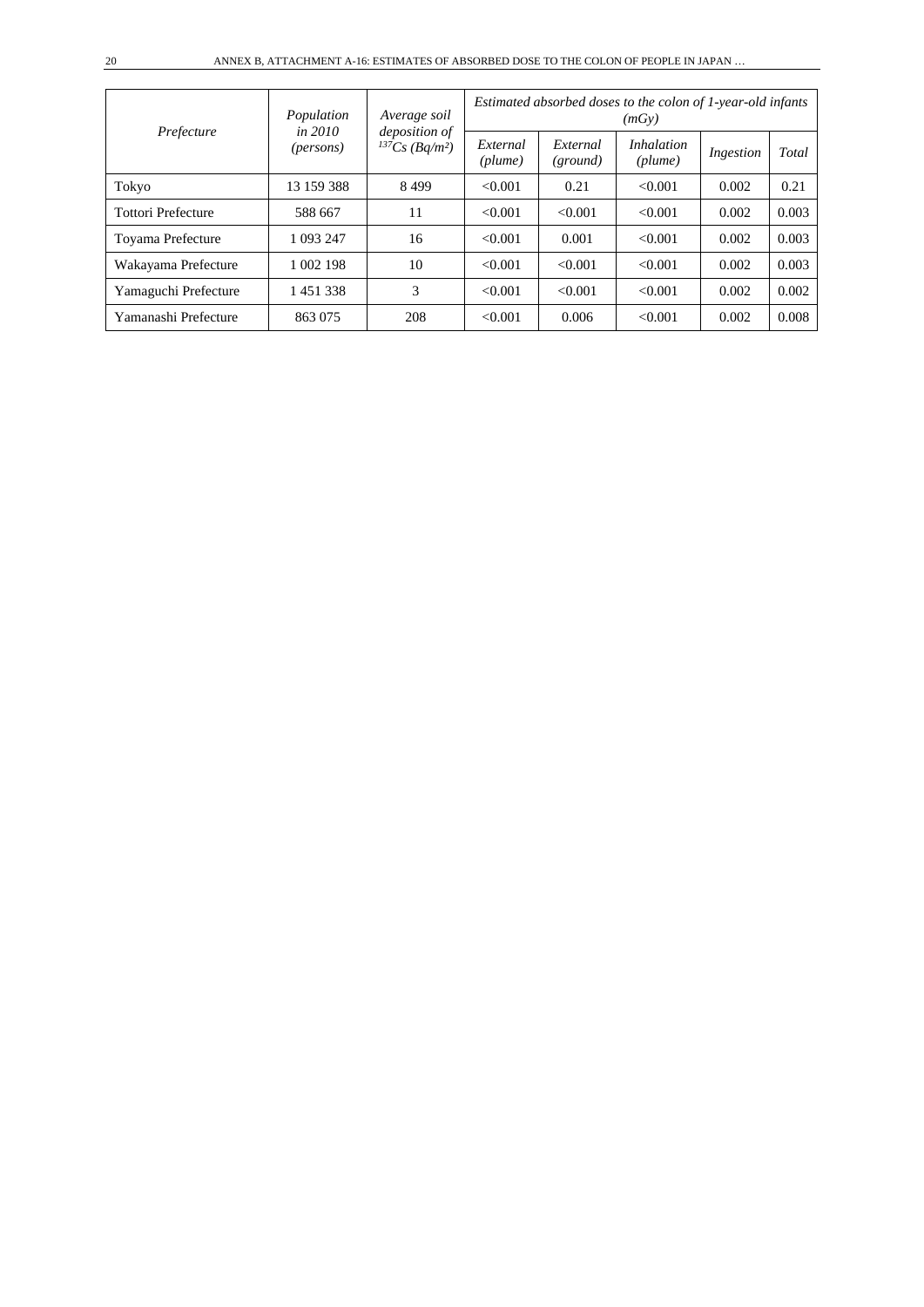| *Prefecture* | *Population in 2010 (persons)* | *Average soil deposition of $^{137}Cs$ ($Bq/m^2$)* | *Estimated absorbed doses to the colon of 1-year-old infants (mGy)* | | | | |
|---|---|---|---|---|---|---|---|
| | | | *External (plume)* | *External (ground)* | *Inhalation (plume)* | *Ingestion* | *Total* |
| Tokyo | 13 159 388 | 8 499 | <0.001 | 0.21 | <0.001 | 0.002 | 0.21 |
| Tottori Prefecture | 588 667 | 11 | <0.001 | <0.001 | <0.001 | 0.002 | 0.003 |
| Toyama Prefecture | 1 093 247 | 16 | <0.001 | 0.001 | <0.001 | 0.002 | 0.003 |
| Wakayama Prefecture | 1 002 198 | 10 | <0.001 | <0.001 | <0.001 | 0.002 | 0.003 |
| Yamaguchi Prefecture | 1 451 338 | 3 | <0.001 | <0.001 | <0.001 | 0.002 | 0.002 |
| Yamanashi Prefecture | 863 075 | 208 | <0.001 | 0.006 | <0.001 | 0.002 | 0.008 |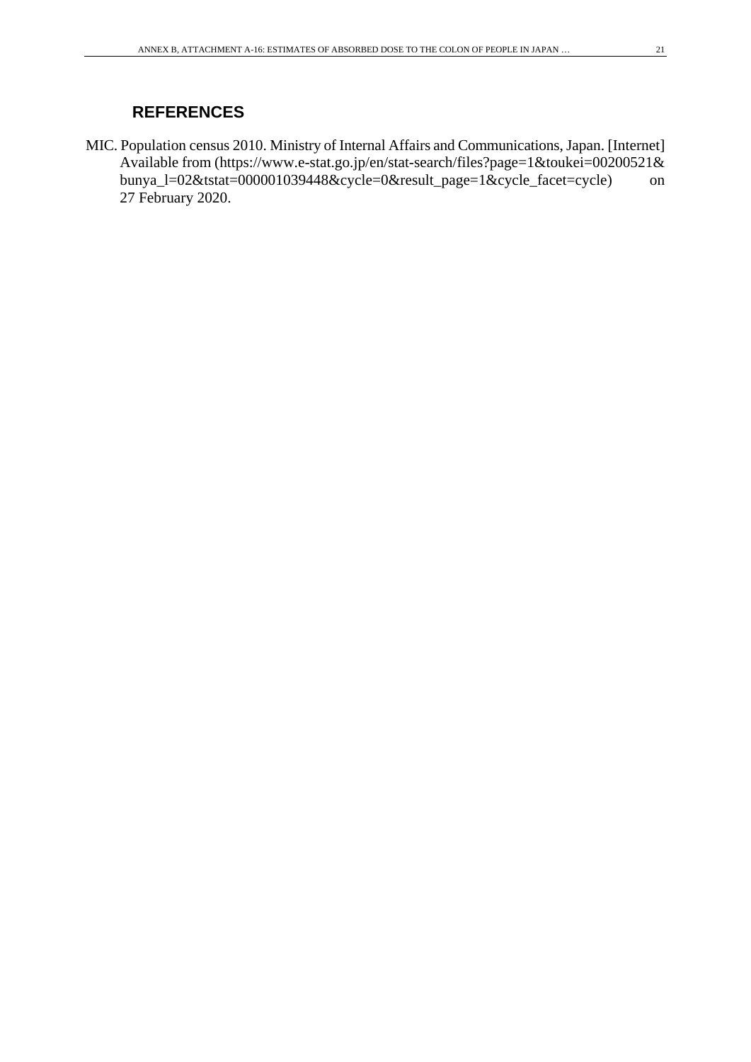## REFERENCES

MIC. Population census 2010. Ministry of Internal Affairs and Communications, Japan. [Internet] Available from (https://www.e-stat.go.jp/en/stat-search/files?page=1&toukei=00200521&bunya_l=02&tstat=000001039448&cycle=0&result_page=1&cycle_facet=cycle) on 27 February 2020.